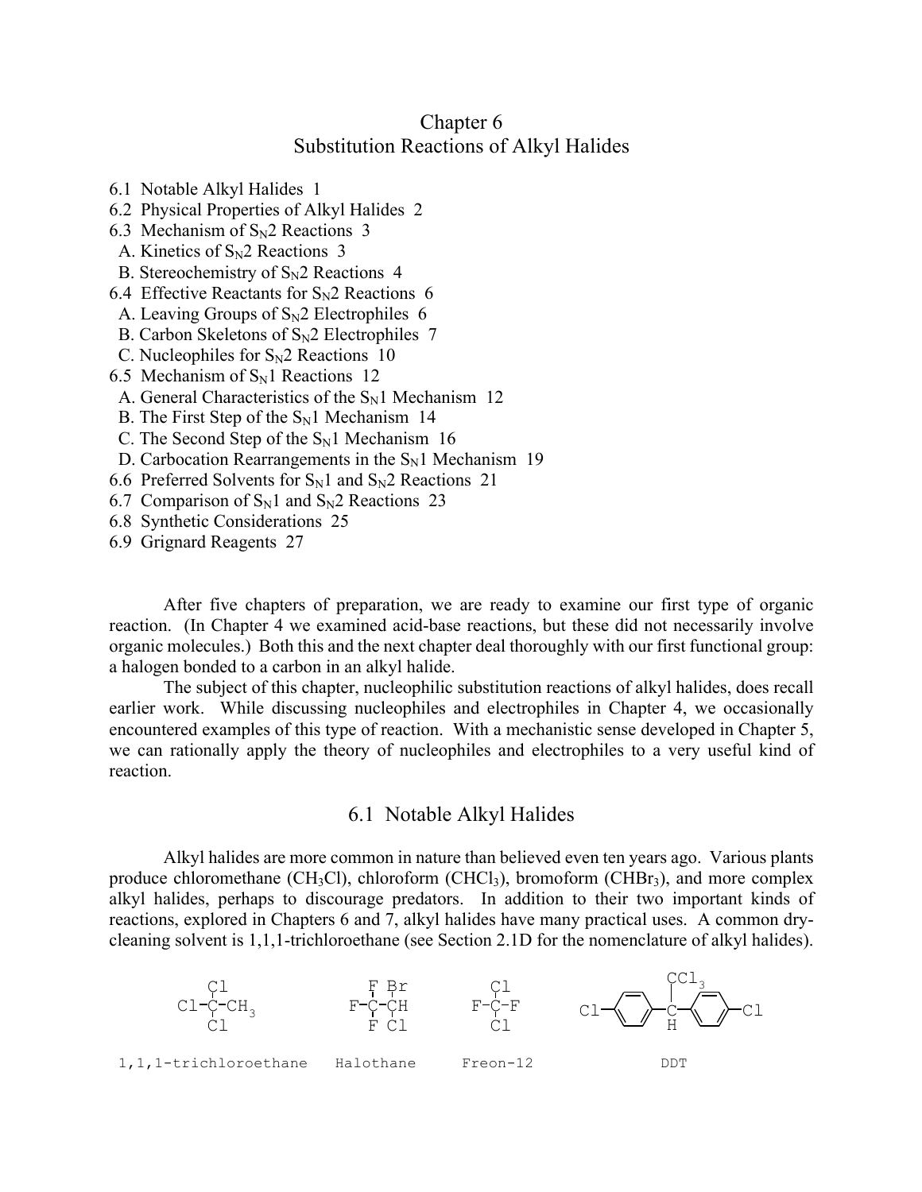# Chapter 6
# Substitution Reactions of Alkyl Halides

6.1 Notable Alkyl Halides 1
6.2 Physical Properties of Alkyl Halides 2
6.3 Mechanism of $S_N2$ Reactions 3
  A. Kinetics of $S_N2$ Reactions 3
  B. Stereochemistry of $S_N2$ Reactions 4
6.4 Effective Reactants for $S_N2$ Reactions 6
  A. Leaving Groups of $S_N2$ Electrophiles 6
  B. Carbon Skeletons of $S_N2$ Electrophiles 7
  C. Nucleophiles for $S_N2$ Reactions 10
6.5 Mechanism of $S_N1$ Reactions 12
  A. General Characteristics of the $S_N1$ Mechanism 12
  B. The First Step of the $S_N1$ Mechanism 14
  C. The Second Step of the $S_N1$ Mechanism 16
  D. Carbocation Rearrangements in the $S_N1$ Mechanism 19
6.6 Preferred Solvents for $S_N1$ and $S_N2$ Reactions 21
6.7 Comparison of $S_N1$ and $S_N2$ Reactions 23
6.8 Synthetic Considerations 25
6.9 Grignard Reagents 27

After five chapters of preparation, we are ready to examine our first type of organic reaction. (In Chapter 4 we examined acid-base reactions, but these did not necessarily involve organic molecules.) Both this and the next chapter deal thoroughly with our first functional group: a halogen bonded to a carbon in an alkyl halide.

The subject of this chapter, nucleophilic substitution reactions of alkyl halides, does recall earlier work. While discussing nucleophiles and electrophiles in Chapter 4, we occasionally encountered examples of this type of reaction. With a mechanistic sense developed in Chapter 5, we can rationally apply the theory of nucleophiles and electrophiles to a very useful kind of reaction.

## 6.1 Notable Alkyl Halides

Alkyl halides are more common in nature than believed even ten years ago. Various plants produce chloromethane ($CH_3Cl$), chloroform ($CHCl_3$), bromoform ($CHBr_3$), and more complex alkyl halides, perhaps to discourage predators. In addition to their two important kinds of reactions, explored in Chapters 6 and 7, alkyl halides have many practical uses. A common dry-cleaning solvent is 1,1,1-trichloroethane (see Section 2.1D for the nomenclature of alkyl halides).

```
    Cl                F Br         Cl              CCl3
 Cl-C-CH3           F-C-CH       F-C-F      Cl-C6H4-C-C6H4-Cl
    Cl                F Cl         Cl               H

1,1,1-trichloroethane  Halothane   Freon-12          DDT
```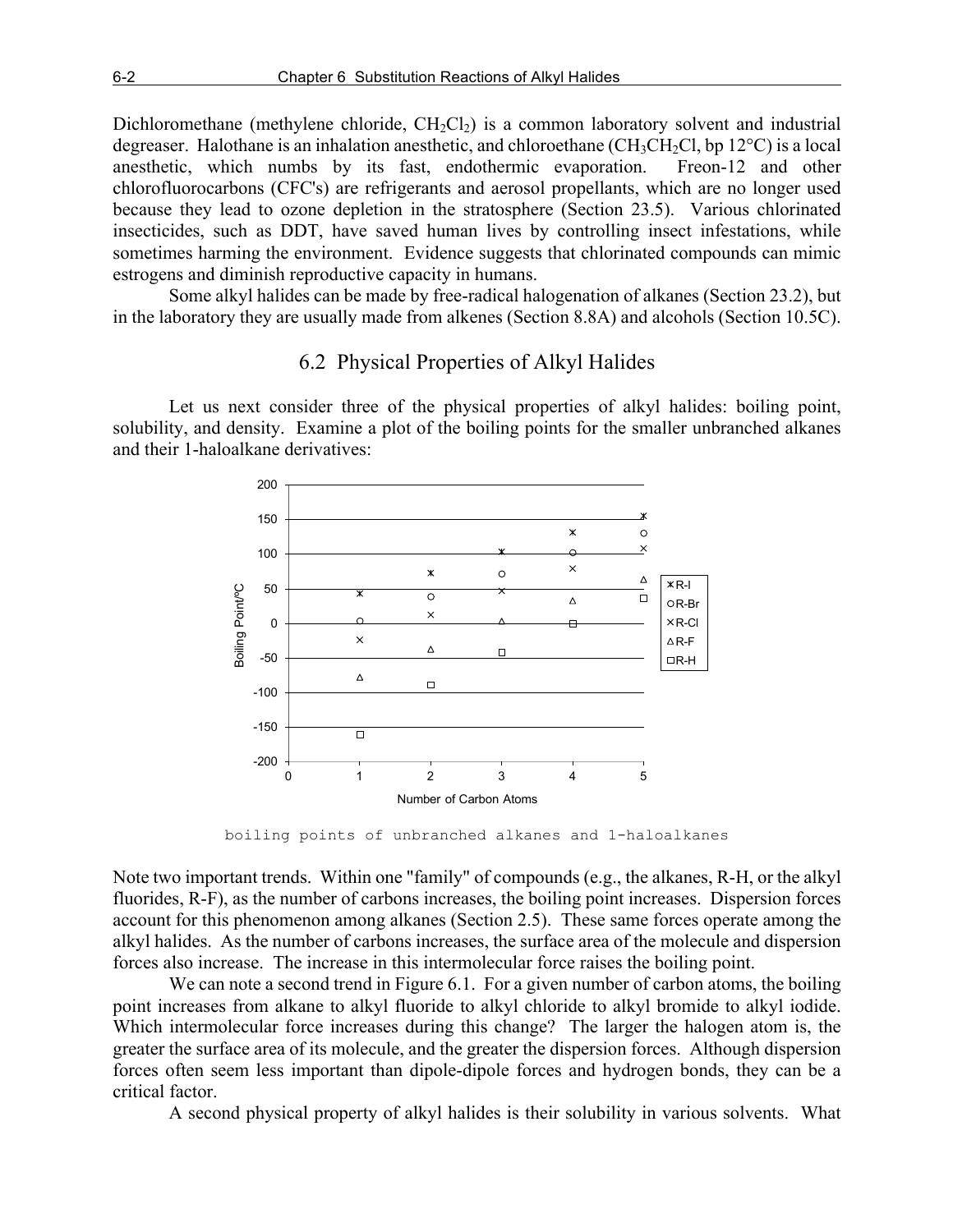Dichloromethane (methylene chloride, $CH_2Cl_2$) is a common laboratory solvent and industrial degreaser. Halothane is an inhalation anesthetic, and chloroethane ($CH_3CH_2Cl$, bp 12°C) is a local anesthetic, which numbs by its fast, endothermic evaporation. Freon-12 and other chlorofluorocarbons (CFC's) are refrigerants and aerosol propellants, which are no longer used because they lead to ozone depletion in the stratosphere (Section 23.5). Various chlorinated insecticides, such as DDT, have saved human lives by controlling insect infestations, while sometimes harming the environment. Evidence suggests that chlorinated compounds can mimic estrogens and diminish reproductive capacity in humans.

Some alkyl halides can be made by free-radical halogenation of alkanes (Section 23.2), but in the laboratory they are usually made from alkenes (Section 8.8A) and alcohols (Section 10.5C).

## 6.2 Physical Properties of Alkyl Halides

Let us next consider three of the physical properties of alkyl halides: boiling point, solubility, and density. Examine a plot of the boiling points for the smaller unbranched alkanes and their 1-haloalkane derivatives:

boiling points of unbranched alkanes and 1-haloalkanes

Note two important trends. Within one "family" of compounds (e.g., the alkanes, R-H, or the alkyl fluorides, R-F), as the number of carbons increases, the boiling point increases. Dispersion forces account for this phenomenon among alkanes (Section 2.5). These same forces operate among the alkyl halides. As the number of carbons increases, the surface area of the molecule and dispersion forces also increase. The increase in this intermolecular force raises the boiling point.

We can note a second trend in Figure 6.1. For a given number of carbon atoms, the boiling point increases from alkane to alkyl fluoride to alkyl chloride to alkyl bromide to alkyl iodide. Which intermolecular force increases during this change? The larger the halogen atom is, the greater the surface area of its molecule, and the greater the dispersion forces. Although dispersion forces often seem less important than dipole-dipole forces and hydrogen bonds, they can be a critical factor.

A second physical property of alkyl halides is their solubility in various solvents. What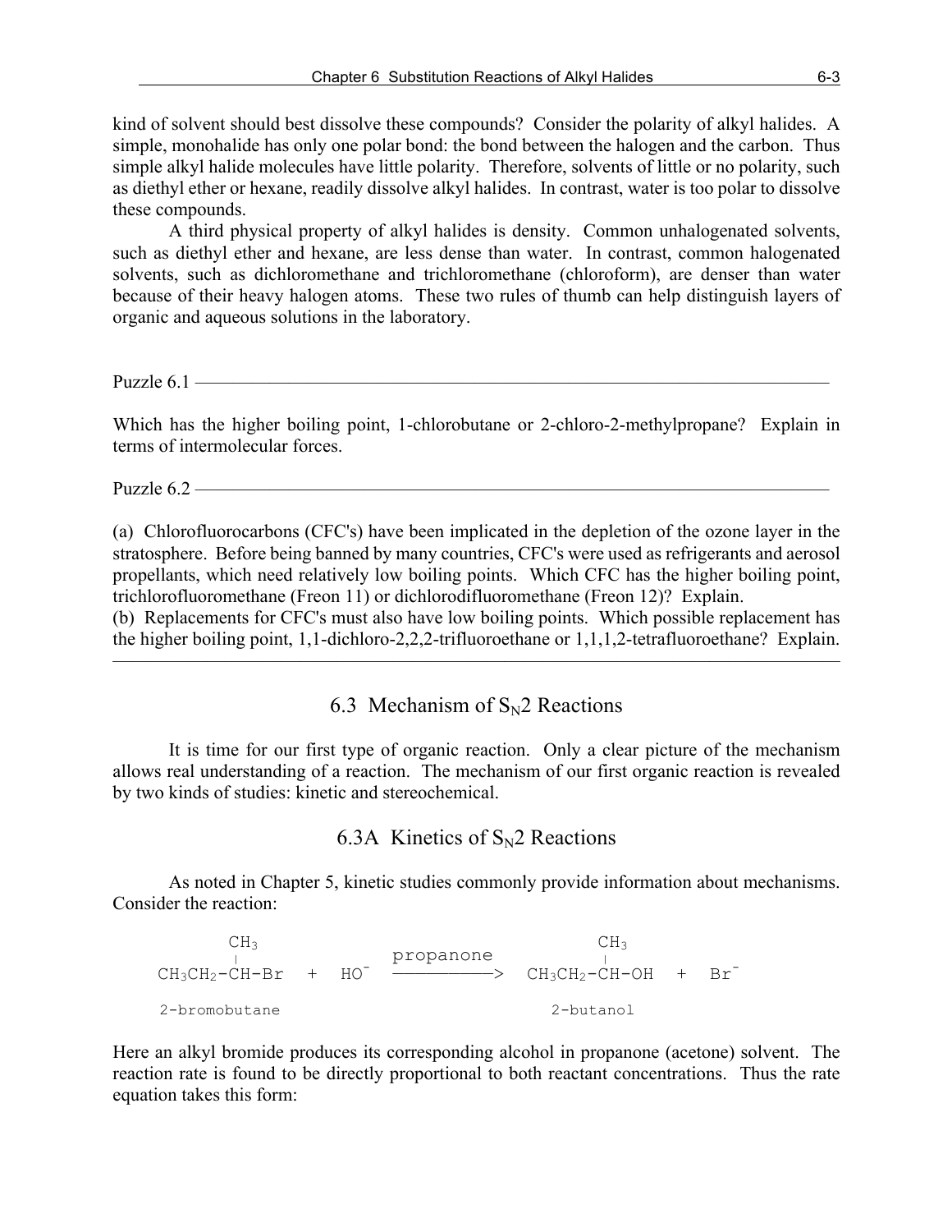kind of solvent should best dissolve these compounds? Consider the polarity of alkyl halides. A simple, monohalide has only one polar bond: the bond between the halogen and the carbon. Thus simple alkyl halide molecules have little polarity. Therefore, solvents of little or no polarity, such as diethyl ether or hexane, readily dissolve alkyl halides. In contrast, water is too polar to dissolve these compounds.

A third physical property of alkyl halides is density. Common unhalogenated solvents, such as diethyl ether and hexane, are less dense than water. In contrast, common halogenated solvents, such as dichloromethane and trichloromethane (chloroform), are denser than water because of their heavy halogen atoms. These two rules of thumb can help distinguish layers of organic and aqueous solutions in the laboratory.

---

Puzzle 6.1

Which has the higher boiling point, 1-chlorobutane or 2-chloro-2-methylpropane? Explain in terms of intermolecular forces.

Puzzle 6.2

(a) Chlorofluorocarbons (CFC's) have been implicated in the depletion of the ozone layer in the stratosphere. Before being banned by many countries, CFC's were used as refrigerants and aerosol propellants, which need relatively low boiling points. Which CFC has the higher boiling point, trichlorofluoromethane (Freon 11) or dichlorodifluoromethane (Freon 12)? Explain.
(b) Replacements for CFC's must also have low boiling points. Which possible replacement has the higher boiling point, 1,1-dichloro-2,2,2-trifluoroethane or 1,1,1,2-tetrafluoroethane? Explain.

---

## 6.3 Mechanism of $S_N2$ Reactions

It is time for our first type of organic reaction. Only a clear picture of the mechanism allows real understanding of a reaction. The mechanism of our first organic reaction is revealed by two kinds of studies: kinetic and stereochemical.

### 6.3A Kinetics of $S_N2$ Reactions

As noted in Chapter 5, kinetic studies commonly provide information about mechanisms. Consider the reaction:

```
        CH3                                       CH3
         |              propanone                  |
CH3CH2-CH-Br  +  HO-  ------------>  CH3CH2-CH-OH  +  Br-

2-bromobutane                          2-butanol
```

Here an alkyl bromide produces its corresponding alcohol in propanone (acetone) solvent. The reaction rate is found to be directly proportional to both reactant concentrations. Thus the rate equation takes this form: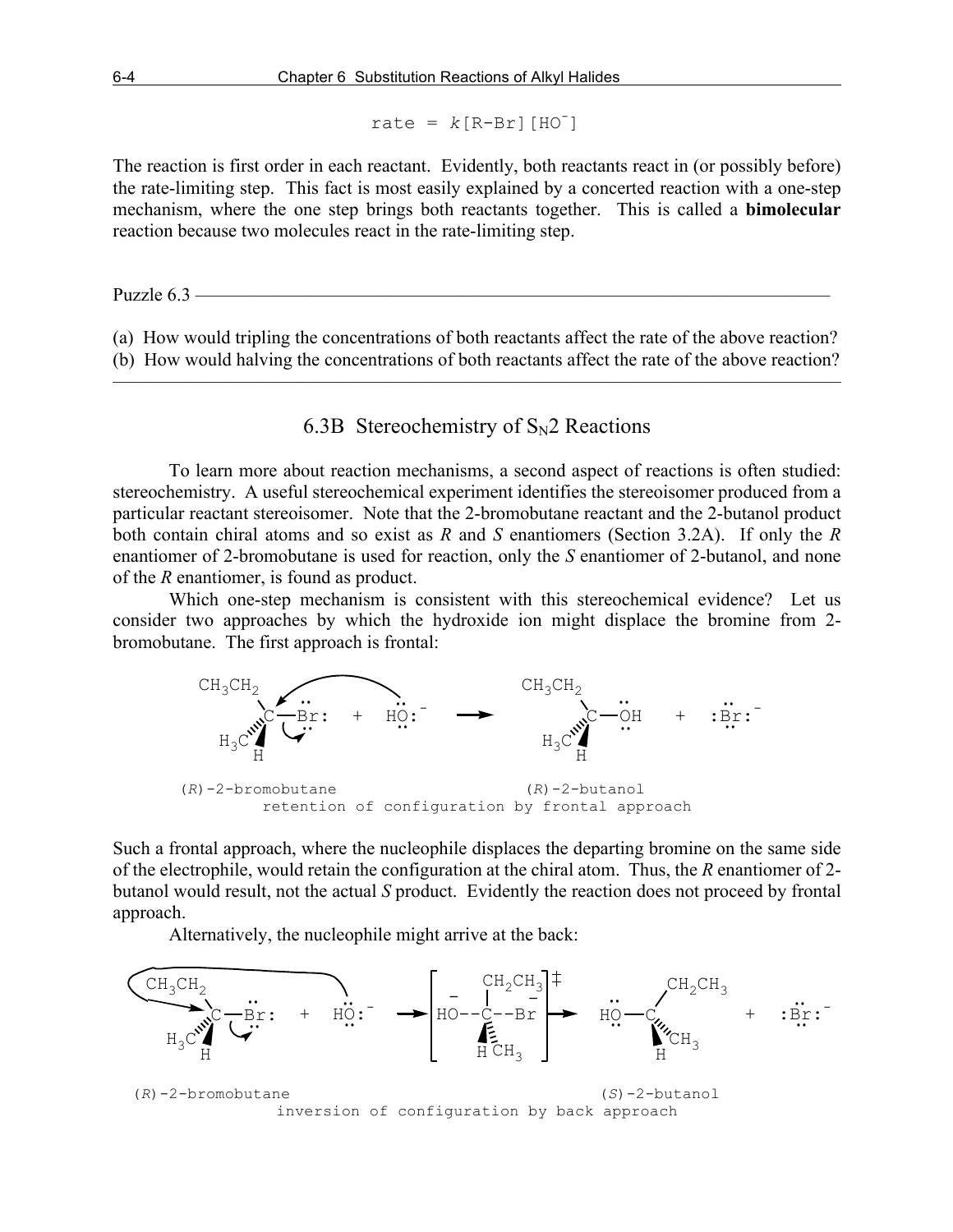$$\text{rate} = k[\text{R-Br}][\text{HO}^-]$$

The reaction is first order in each reactant. Evidently, both reactants react in (or possibly before) the rate-limiting step. This fact is most easily explained by a concerted reaction with a one-step mechanism, where the one step brings both reactants together. This is called a **bimolecular** reaction because two molecules react in the rate-limiting step.

---

Puzzle 6.3

(a) How would tripling the concentrations of both reactants affect the rate of the above reaction?
(b) How would halving the concentrations of both reactants affect the rate of the above reaction?

---

## 6.3B Stereochemistry of $S_N2$ Reactions

To learn more about reaction mechanisms, a second aspect of reactions is often studied: stereochemistry. A useful stereochemical experiment identifies the stereoisomer produced from a particular reactant stereoisomer. Note that the 2-bromobutane reactant and the 2-butanol product both contain chiral atoms and so exist as *R* and *S* enantiomers (Section 3.2A). If only the *R* enantiomer of 2-bromobutane is used for reaction, only the *S* enantiomer of 2-butanol, and none of the *R* enantiomer, is found as product.

Which one-step mechanism is consistent with this stereochemical evidence? Let us consider two approaches by which the hydroxide ion might displace the bromine from 2-bromobutane. The first approach is frontal:

(*R*)-2-bromobutane + $HO^-$ → (*R*)-2-butanol + $Br^-$

retention of configuration by frontal approach

Such a frontal approach, where the nucleophile displaces the departing bromine on the same side of the electrophile, would retain the configuration at the chiral atom. Thus, the *R* enantiomer of 2-butanol would result, not the actual *S* product. Evidently the reaction does not proceed by frontal approach.

Alternatively, the nucleophile might arrive at the back:

(*R*)-2-bromobutane + $HO^-$ → $[HO\text{--}C\text{--}Br]^{\ddagger}$ → (*S*)-2-butanol + $Br^-$

inversion of configuration by back approach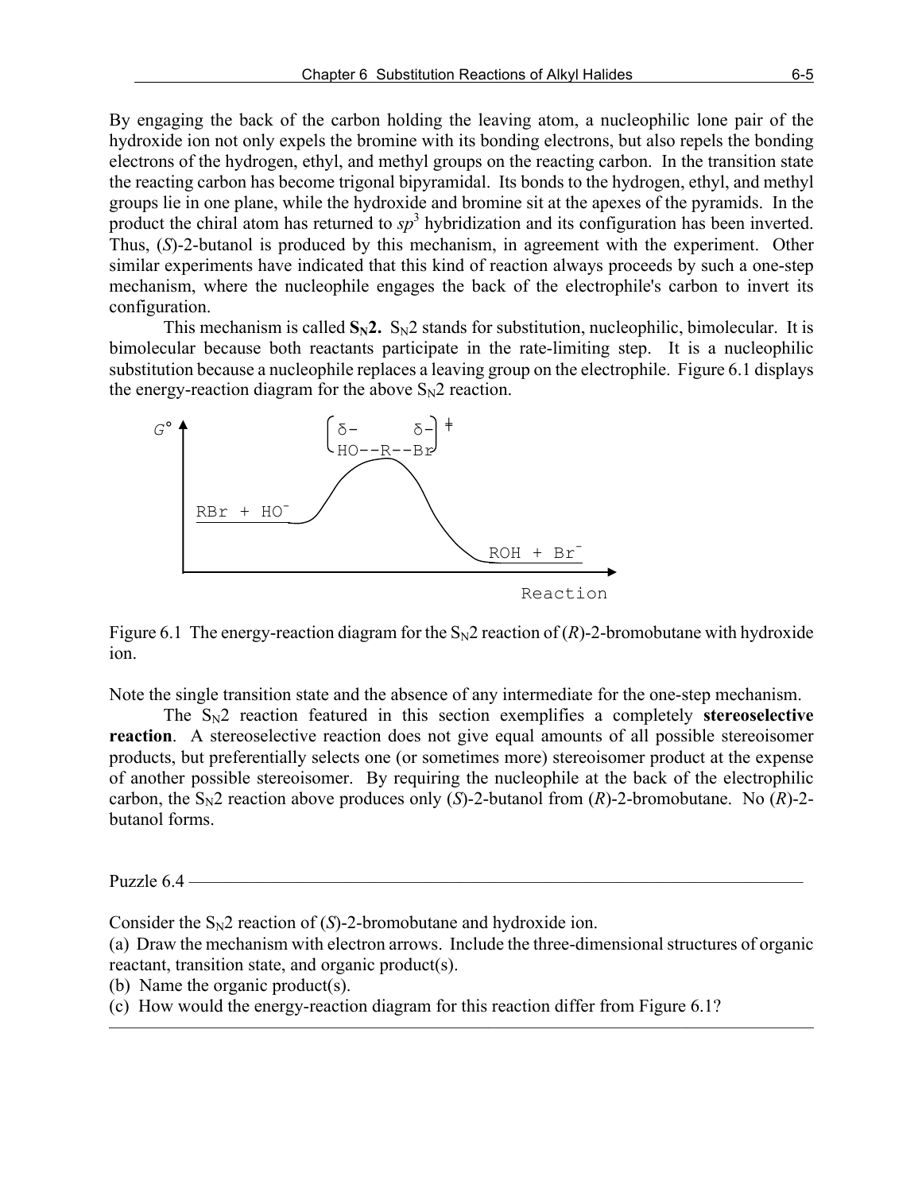By engaging the back of the carbon holding the leaving atom, a nucleophilic lone pair of the hydroxide ion not only expels the bromine with its bonding electrons, but also repels the bonding electrons of the hydrogen, ethyl, and methyl groups on the reacting carbon. In the transition state the reacting carbon has become trigonal bipyramidal. Its bonds to the hydrogen, ethyl, and methyl groups lie in one plane, while the hydroxide and bromine sit at the apexes of the pyramids. In the product the chiral atom has returned to *sp*$^3$ hybridization and its configuration has been inverted. Thus, (*S*)-2-butanol is produced by this mechanism, in agreement with the experiment. Other similar experiments have indicated that this kind of reaction always proceeds by such a one-step mechanism, where the nucleophile engages the back of the electrophile's carbon to invert its configuration.

This mechanism is called **$S_N2$.** $S_N2$ stands for substitution, nucleophilic, bimolecular. It is bimolecular because both reactants participate in the rate-limiting step. It is a nucleophilic substitution because a nucleophile replaces a leaving group on the electrophile. Figure 6.1 displays the energy-reaction diagram for the above $S_N2$ reaction.

```
G°                 ⎡ δ-       δ- ⎤ ‡
                   ⎣ HO--R--Br   ⎦

     RBr + HO⁻

                                  ROH + Br⁻

                                      Reaction
```

Figure 6.1 The energy-reaction diagram for the $S_N2$ reaction of (*R*)-2-bromobutane with hydroxide ion.

Note the single transition state and the absence of any intermediate for the one-step mechanism.

The $S_N2$ reaction featured in this section exemplifies a completely **stereoselective reaction**. A stereoselective reaction does not give equal amounts of all possible stereoisomer products, but preferentially selects one (or sometimes more) stereoisomer product at the expense of another possible stereoisomer. By requiring the nucleophile at the back of the electrophilic carbon, the $S_N2$ reaction above produces only (*S*)-2-butanol from (*R*)-2-bromobutane. No (*R*)-2-butanol forms.

---

Puzzle 6.4

Consider the $S_N2$ reaction of (*S*)-2-bromobutane and hydroxide ion.

(a) Draw the mechanism with electron arrows. Include the three-dimensional structures of organic reactant, transition state, and organic product(s).

(b) Name the organic product(s).

(c) How would the energy-reaction diagram for this reaction differ from Figure 6.1?

---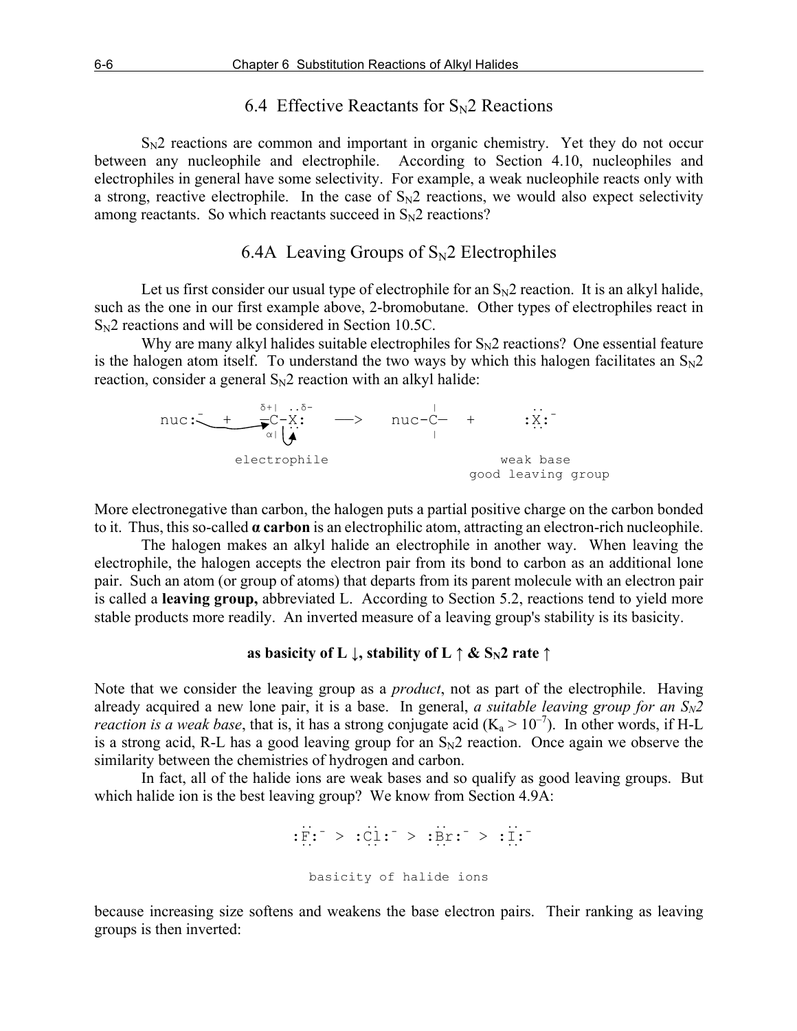## 6.4 Effective Reactants for $S_N2$ Reactions

$S_N2$ reactions are common and important in organic chemistry. Yet they do not occur between any nucleophile and electrophile. According to Section 4.10, nucleophiles and electrophiles in general have some selectivity. For example, a weak nucleophile reacts only with a strong, reactive electrophile. In the case of $S_N2$ reactions, we would also expect selectivity among reactants. So which reactants succeed in $S_N2$ reactions?

### 6.4A Leaving Groups of $S_N2$ Electrophiles

Let us first consider our usual type of electrophile for an $S_N2$ reaction. It is an alkyl halide, such as the one in our first example above, 2-bromobutane. Other types of electrophiles react in $S_N2$ reactions and will be considered in Section 10.5C.

Why are many alkyl halides suitable electrophiles for $S_N2$ reactions? One essential feature is the halogen atom itself. To understand the two ways by which this halogen facilitates an $S_N2$ reaction, consider a general $S_N2$ reaction with an alkyl halide:

```
           δ+|  ..δ-                 |              ..
nuc:-  +   —C-X:     —>     nuc-C—    +      :X:-
           α|  ..                    |              ..

          electrophile                          weak base
                                            good leaving group
```

More electronegative than carbon, the halogen puts a partial positive charge on the carbon bonded to it. Thus, this so-called **α carbon** is an electrophilic atom, attracting an electron-rich nucleophile.

The halogen makes an alkyl halide an electrophile in another way. When leaving the electrophile, the halogen accepts the electron pair from its bond to carbon as an additional lone pair. Such an atom (or group of atoms) that departs from its parent molecule with an electron pair is called a **leaving group,** abbreviated L. According to Section 5.2, reactions tend to yield more stable products more readily. An inverted measure of a leaving group's stability is its basicity.

**as basicity of L ↓, stability of L ↑ & $S_N2$ rate ↑**

Note that we consider the leaving group as a *product*, not as part of the electrophile. Having already acquired a new lone pair, it is a base. In general, *a suitable leaving group for an $S_N2$ reaction is a weak base*, that is, it has a strong conjugate acid ($K_a > 10^{-7}$). In other words, if H-L is a strong acid, R-L has a good leaving group for an $S_N2$ reaction. Once again we observe the similarity between the chemistries of hydrogen and carbon.

In fact, all of the halide ions are weak bases and so qualify as good leaving groups. But which halide ion is the best leaving group? We know from Section 4.9A:

$$:\ddot{\underset{..}{F}}:^- > :\ddot{\underset{..}{Cl}}:^- > :\ddot{\underset{..}{Br}}:^- > :\ddot{\underset{..}{I}}:^-$$

basicity of halide ions

because increasing size softens and weakens the base electron pairs. Their ranking as leaving groups is then inverted: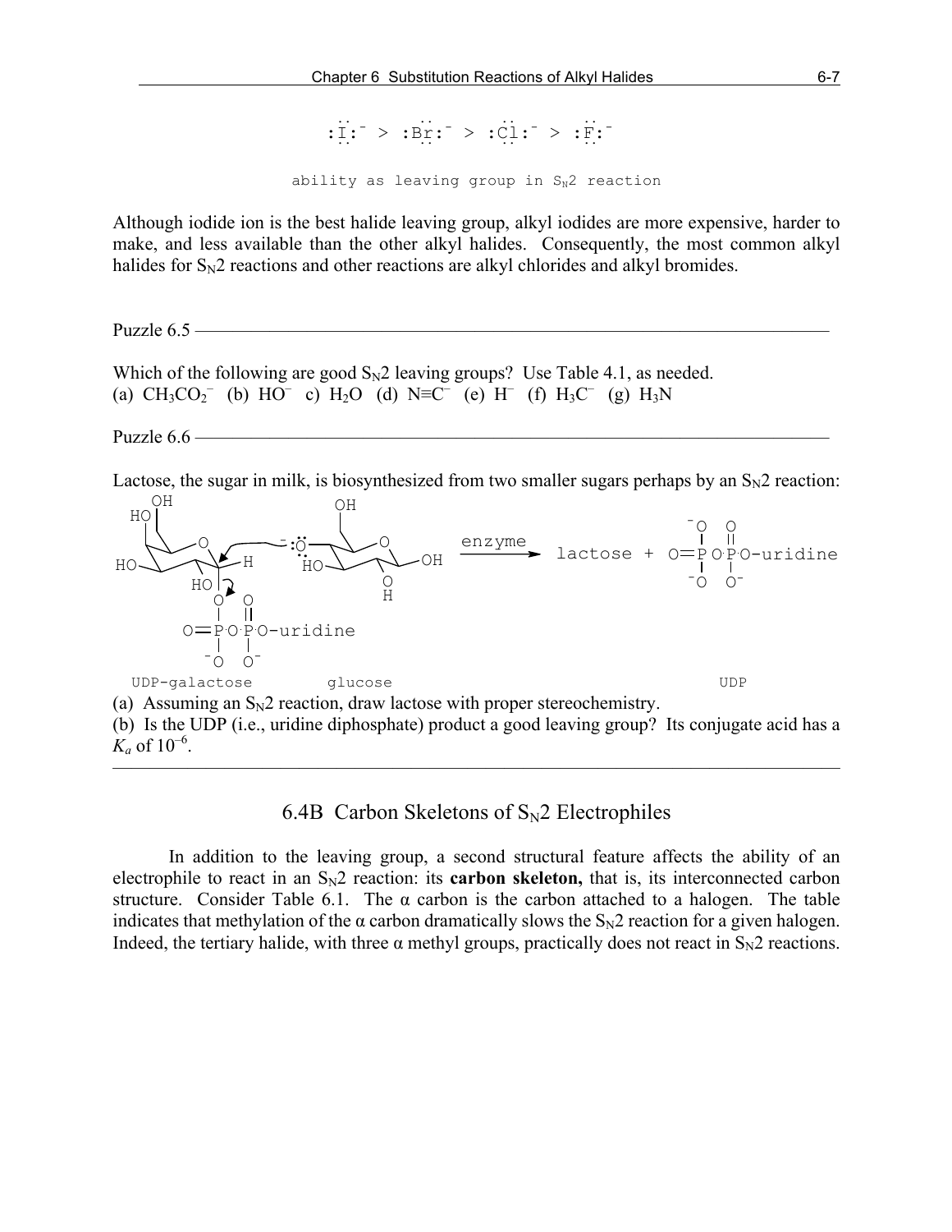$:\ddot{I}:^- > :\ddot{Br}:^- > :\ddot{Cl}:^- > :\ddot{F}:^-$

ability as leaving group in $S_N2$ reaction

Although iodide ion is the best halide leaving group, alkyl iodides are more expensive, harder to make, and less available than the other alkyl halides. Consequently, the most common alkyl halides for $S_N2$ reactions and other reactions are alkyl chlorides and alkyl bromides.

Puzzle 6.5 ———————————————————————————————————

Which of the following are good $S_N2$ leaving groups? Use Table 4.1, as needed.
(a) $CH_3CO_2^-$ (b) $HO^-$ c) $H_2O$ (d) $N{\equiv}C^-$ (e) $H^-$ (f) $H_3C^-$ (g) $H_3N$

Puzzle 6.6 ———————————————————————————————————

Lactose, the sugar in milk, is biosynthesized from two smaller sugars perhaps by an $S_N2$ reaction:

UDP-galactose + glucose —enzyme→ lactose + UDP

(a) Assuming an $S_N2$ reaction, draw lactose with proper stereochemistry.
(b) Is the UDP (i.e., uridine diphosphate) product a good leaving group? Its conjugate acid has a $K_a$ of $10^{-6}$.

---

## 6.4B Carbon Skeletons of $S_N2$ Electrophiles

In addition to the leaving group, a second structural feature affects the ability of an electrophile to react in an $S_N2$ reaction: its **carbon skeleton,** that is, its interconnected carbon structure. Consider Table 6.1. The α carbon is the carbon attached to a halogen. The table indicates that methylation of the α carbon dramatically slows the $S_N2$ reaction for a given halogen. Indeed, the tertiary halide, with three α methyl groups, practically does not react in $S_N2$ reactions.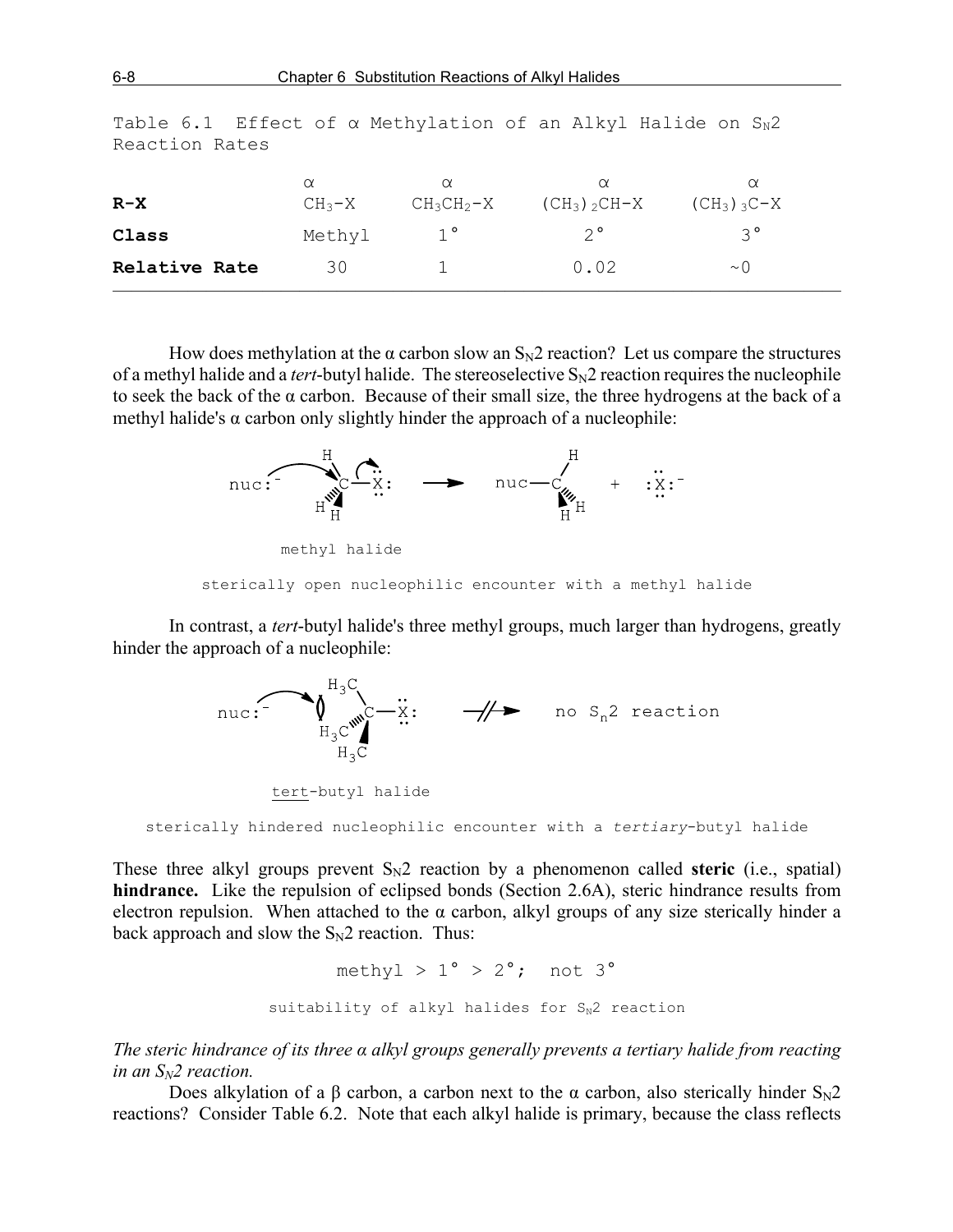Table 6.1 Effect of α Methylation of an Alkyl Halide on $S_N2$ Reaction Rates

| | α | α | α | α |
|---|---|---|---|---|
| **R-X** | $CH_3$-X | $CH_3CH_2$-X | $(CH_3)_2CH$-X | $(CH_3)_3C$-X |
| **Class** | Methyl | 1° | 2° | 3° |
| **Relative Rate** | 30 | 1 | 0.02 | ~0 |

How does methylation at the α carbon slow an $S_N2$ reaction? Let us compare the structures of a methyl halide and a *tert*-butyl halide. The stereoselective $S_N2$ reaction requires the nucleophile to seek the back of the α carbon. Because of their small size, the three hydrogens at the back of a methyl halide's α carbon only slightly hinder the approach of a nucleophile:

nuc:⁻ + methyl halide ⟶ nuc—$CH_3$ + :X:⁻

methyl halide

sterically open nucleophilic encounter with a methyl halide

In contrast, a *tert*-butyl halide's three methyl groups, much larger than hydrogens, greatly hinder the approach of a nucleophile:

nuc:⁻ + *tert*-butyl halide ⟶/⟶ no $S_n2$ reaction

tert-butyl halide

sterically hindered nucleophilic encounter with a *tertiary*-butyl halide

These three alkyl groups prevent $S_N2$ reaction by a phenomenon called **steric** (i.e., spatial) **hindrance.** Like the repulsion of eclipsed bonds (Section 2.6A), steric hindrance results from electron repulsion. When attached to the α carbon, alkyl groups of any size sterically hinder a back approach and slow the $S_N2$ reaction. Thus:

methyl > 1° > 2°; not 3°

suitability of alkyl halides for $S_N2$ reaction

*The steric hindrance of its three α alkyl groups generally prevents a tertiary halide from reacting in an $S_N2$ reaction.*

Does alkylation of a β carbon, a carbon next to the α carbon, also sterically hinder $S_N2$ reactions? Consider Table 6.2. Note that each alkyl halide is primary, because the class reflects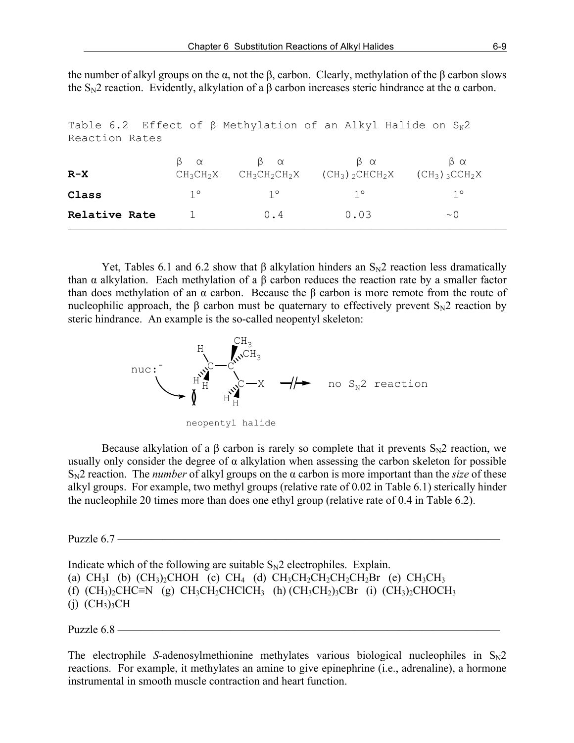the number of alkyl groups on the α, not the β, carbon. Clearly, methylation of the β carbon slows the $S_N2$ reaction. Evidently, alkylation of a β carbon increases steric hindrance at the α carbon.

Table 6.2 Effect of β Methylation of an Alkyl Halide on $S_N2$ Reaction Rates

| | β α | β α | β α | β α |
|---|---|---|---|---|
| **R-X** | $CH_3CH_2X$ | $CH_3CH_2CH_2X$ | $(CH_3)_2CHCH_2X$ | $(CH_3)_3CCH_2X$ |
| **Class** | 1° | 1° | 1° | 1° |
| **Relative Rate** | 1 | 0.4 | 0.03 | ~0 |

Yet, Tables 6.1 and 6.2 show that β alkylation hinders an $S_N2$ reaction less dramatically than α alkylation. Each methylation of a β carbon reduces the reaction rate by a smaller factor than does methylation of an α carbon. Because the β carbon is more remote from the route of nucleophilic approach, the β carbon must be quaternary to effectively prevent $S_N2$ reaction by steric hindrance. An example is the so-called neopentyl skeleton:

nuc:⁻ → neopentyl halide → no $S_N2$ reaction

neopentyl halide

Because alkylation of a β carbon is rarely so complete that it prevents $S_N2$ reaction, we usually only consider the degree of α alkylation when assessing the carbon skeleton for possible $S_N2$ reaction. The *number* of alkyl groups on the α carbon is more important than the *size* of these alkyl groups. For example, two methyl groups (relative rate of 0.02 in Table 6.1) sterically hinder the nucleophile 20 times more than does one ethyl group (relative rate of 0.4 in Table 6.2).

Puzzle 6.7

Indicate which of the following are suitable $S_N2$ electrophiles. Explain.
(a) $CH_3I$ (b) $(CH_3)_2CHOH$ (c) $CH_4$ (d) $CH_3CH_2CH_2CH_2CH_2Br$ (e) $CH_3CH_3$
(f) $(CH_3)_2CHC{\equiv}N$ (g) $CH_3CH_2CHClCH_3$ (h) $(CH_3CH_2)_3CBr$ (i) $(CH_3)_2CHOCH_3$
(j) $(CH_3)_3CH$

Puzzle 6.8

The electrophile *S*-adenosylmethionine methylates various biological nucleophiles in $S_N2$ reactions. For example, it methylates an amine to give epinephrine (i.e., adrenaline), a hormone instrumental in smooth muscle contraction and heart function.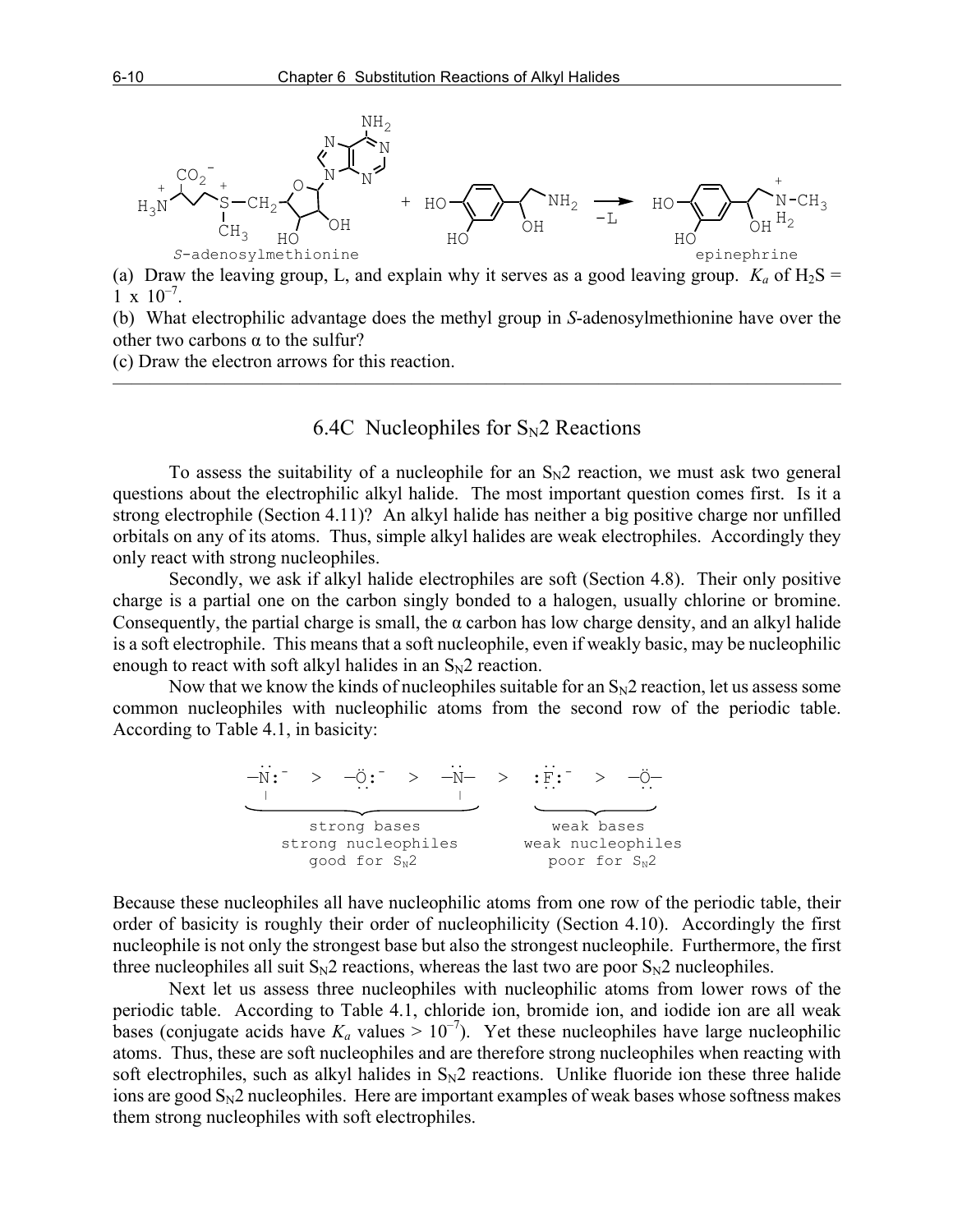(a) Draw the leaving group, L, and explain why it serves as a good leaving group. $K_a$ of $H_2S$ = 1 x $10^{-7}$.

(b) What electrophilic advantage does the methyl group in *S*-adenosylmethionine have over the other two carbons α to the sulfur?

(c) Draw the electron arrows for this reaction.

---

## 6.4C Nucleophiles for $S_N2$ Reactions

To assess the suitability of a nucleophile for an $S_N2$ reaction, we must ask two general questions about the electrophilic alkyl halide. The most important question comes first. Is it a strong electrophile (Section 4.11)? An alkyl halide has neither a big positive charge nor unfilled orbitals on any of its atoms. Thus, simple alkyl halides are weak electrophiles. Accordingly they only react with strong nucleophiles.

Secondly, we ask if alkyl halide electrophiles are soft (Section 4.8). Their only positive charge is a partial one on the carbon singly bonded to a halogen, usually chlorine or bromine. Consequently, the partial charge is small, the α carbon has low charge density, and an alkyl halide is a soft electrophile. This means that a soft nucleophile, even if weakly basic, may be nucleophilic enough to react with soft alkyl halides in an $S_N2$ reaction.

Now that we know the kinds of nucleophiles suitable for an $S_N2$ reaction, let us assess some common nucleophiles with nucleophilic atoms from the second row of the periodic table. According to Table 4.1, in basicity:

$$-\ddot{N}:^- \;>\; -\ddot{O}:^- \;>\; -\ddot{N}- \;>\; :\ddot{F}:^- \;>\; -\ddot{O}-$$

strong bases, strong nucleophiles, good for $S_N2$ (first three); weak bases, weak nucleophiles, poor for $S_N2$ (last two)

Because these nucleophiles all have nucleophilic atoms from one row of the periodic table, their order of basicity is roughly their order of nucleophilicity (Section 4.10). Accordingly the first nucleophile is not only the strongest base but also the strongest nucleophile. Furthermore, the first three nucleophiles all suit $S_N2$ reactions, whereas the last two are poor $S_N2$ nucleophiles.

Next let us assess three nucleophiles with nucleophilic atoms from lower rows of the periodic table. According to Table 4.1, chloride ion, bromide ion, and iodide ion are all weak bases (conjugate acids have $K_a$ values > $10^{-7}$). Yet these nucleophiles have large nucleophilic atoms. Thus, these are soft nucleophiles and are therefore strong nucleophiles when reacting with soft electrophiles, such as alkyl halides in $S_N2$ reactions. Unlike fluoride ion these three halide ions are good $S_N2$ nucleophiles. Here are important examples of weak bases whose softness makes them strong nucleophiles with soft electrophiles.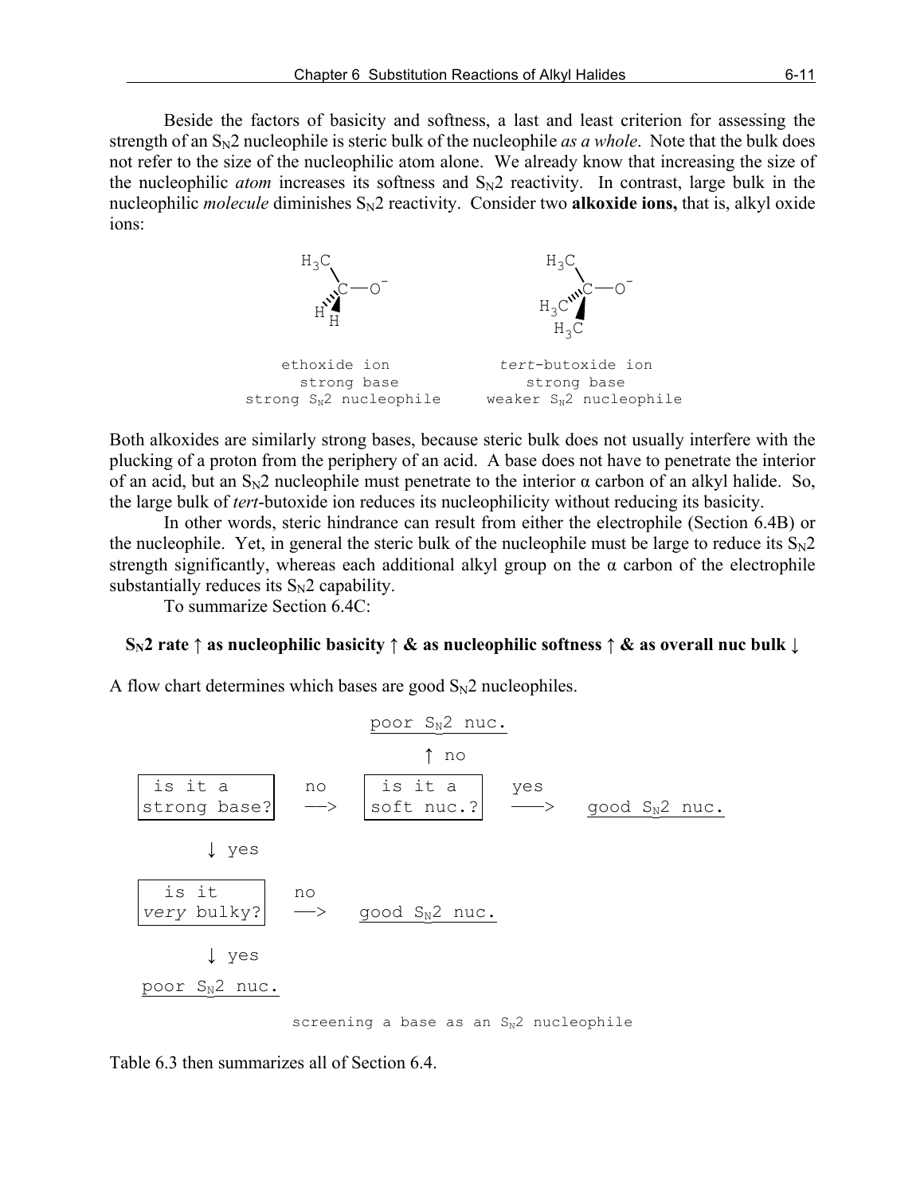Beside the factors of basicity and softness, a last and least criterion for assessing the strength of an $S_N2$ nucleophile is steric bulk of the nucleophile *as a whole*. Note that the bulk does not refer to the size of the nucleophilic atom alone. We already know that increasing the size of the nucleophilic *atom* increases its softness and $S_N2$ reactivity. In contrast, large bulk in the nucleophilic *molecule* diminishes $S_N2$ reactivity. Consider two **alkoxide ions,** that is, alkyl oxide ions:

```
   H3C                        H3C
      \                          \
       C—O-                  H3C''''C—O-
   H'''▲                          ▲
       H                         H3C

  ethoxide ion              tert-butoxide ion
   strong base                 strong base
strong SN2 nucleophile     weaker SN2 nucleophile
```

Both alkoxides are similarly strong bases, because steric bulk does not usually interfere with the plucking of a proton from the periphery of an acid. A base does not have to penetrate the interior of an acid, but an $S_N2$ nucleophile must penetrate to the interior α carbon of an alkyl halide. So, the large bulk of *tert*-butoxide ion reduces its nucleophilicity without reducing its basicity.

In other words, steric hindrance can result from either the electrophile (Section 6.4B) or the nucleophile. Yet, in general the steric bulk of the nucleophile must be large to reduce its $S_N2$ strength significantly, whereas each additional alkyl group on the α carbon of the electrophile substantially reduces its $S_N2$ capability.

To summarize Section 6.4C:

**$S_N2$ rate ↑ as nucleophilic basicity ↑ & as nucleophilic softness ↑ & as overall nuc bulk ↓**

A flow chart determines which bases are good $S_N2$ nucleophiles.

```
                          poor SN2 nuc.
                               ↑ no
 [is it a       ]  no   [is it a    ]  yes
 [strong base?  ]  —>   [soft nuc.? ]  ——>   good SN2 nuc.

      ↓ yes

 [is it         ]  no
 [very bulky?   ]  —>   good SN2 nuc.

      ↓ yes

 poor SN2 nuc.
```

screening a base as an $S_N2$ nucleophile

Table 6.3 then summarizes all of Section 6.4.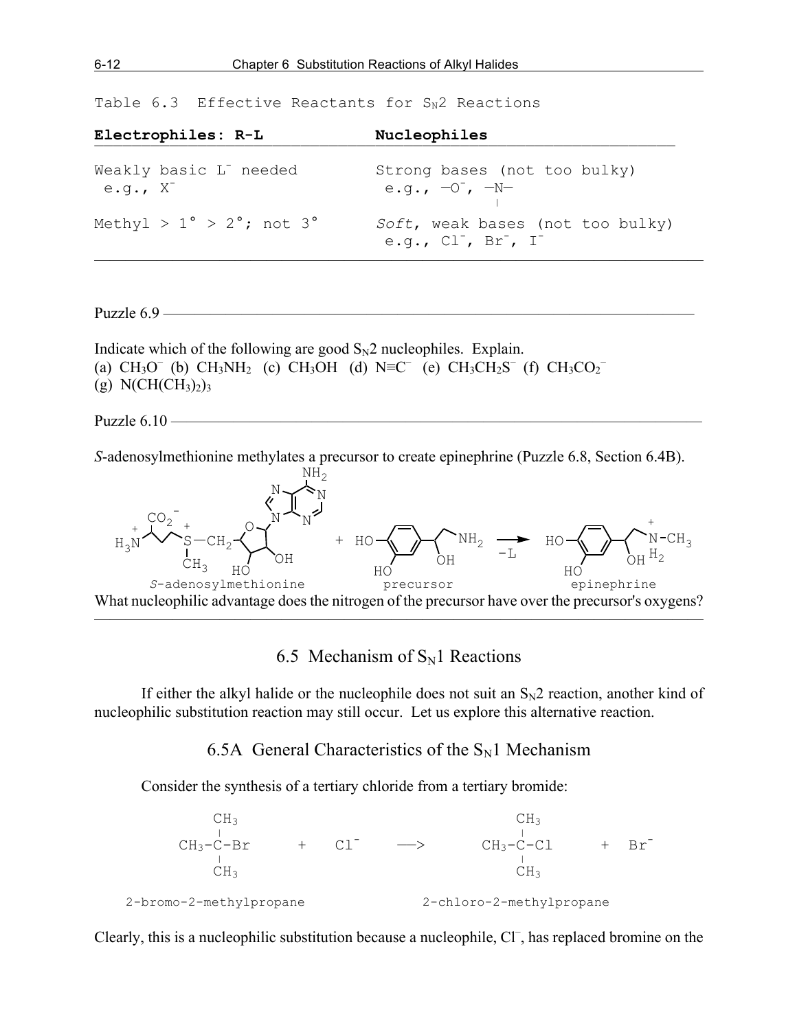Table 6.3 Effective Reactants for $S_N2$ Reactions

| **Electrophiles: R-L** | **Nucleophiles** |
|---|---|
| Weakly basic $L^-$ needed e.g., $X^-$ | Strong bases (not too bulky) e.g., $-O^-$, $-\overset{}{\underset{\vert}{N}}-$ |
| Methyl > 1° > 2°; not 3° | *Soft*, weak bases (not too bulky) e.g., $Cl^-$, $Br^-$, $I^-$ |

Puzzle 6.9

Indicate which of the following are good $S_N2$ nucleophiles. Explain.
(a) $CH_3O^-$ (b) $CH_3NH_2$ (c) $CH_3OH$ (d) $N{\equiv}C^-$ (e) $CH_3CH_2S^-$ (f) $CH_3CO_2^-$
(g) $N(CH(CH_3)_2)_3$

Puzzle 6.10

*S*-adenosylmethionine methylates a precursor to create epinephrine (Puzzle 6.8, Section 6.4B).

*S*-adenosylmethionine + precursor —(−L)→ epinephrine

What nucleophilic advantage does the nitrogen of the precursor have over the precursor's oxygens?

## 6.5 Mechanism of $S_N1$ Reactions

If either the alkyl halide or the nucleophile does not suit an $S_N2$ reaction, another kind of nucleophilic substitution reaction may still occur. Let us explore this alternative reaction.

### 6.5A General Characteristics of the $S_N1$ Mechanism

Consider the synthesis of a tertiary chloride from a tertiary bromide:

$$(CH_3)_3C\text{-}Br + Cl^- \longrightarrow (CH_3)_3C\text{-}Cl + Br^-$$

2-bromo-2-methylpropane → 2-chloro-2-methylpropane

Clearly, this is a nucleophilic substitution because a nucleophile, $Cl^-$, has replaced bromine on the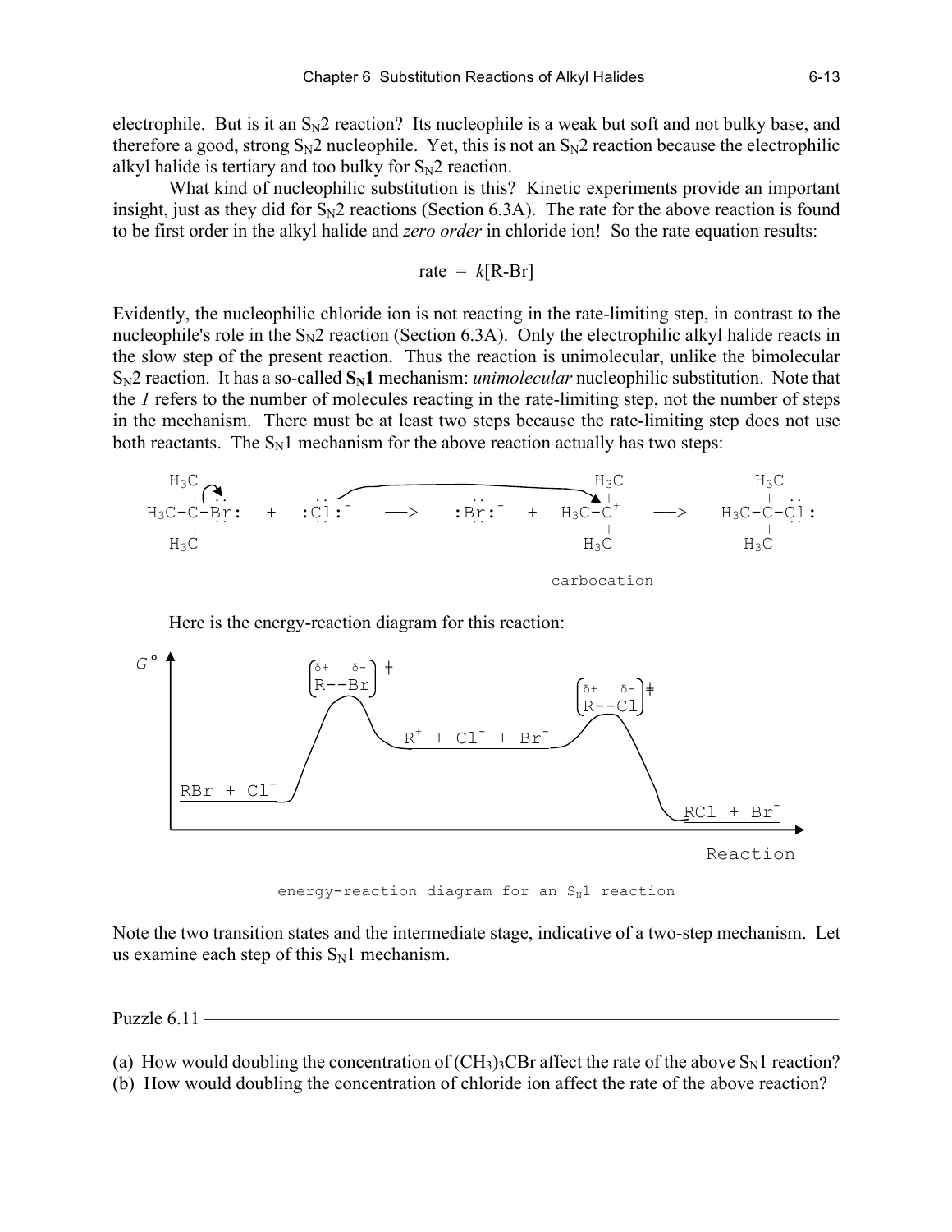electrophile. But is it an $S_N2$ reaction? Its nucleophile is a weak but soft and not bulky base, and therefore a good, strong $S_N2$ nucleophile. Yet, this is not an $S_N2$ reaction because the electrophilic alkyl halide is tertiary and too bulky for $S_N2$ reaction.

What kind of nucleophilic substitution is this? Kinetic experiments provide an important insight, just as they did for $S_N2$ reactions (Section 6.3A). The rate for the above reaction is found to be first order in the alkyl halide and *zero order* in chloride ion! So the rate equation results:

$$\text{rate} = k[\text{R-Br}]$$

Evidently, the nucleophilic chloride ion is not reacting in the rate-limiting step, in contrast to the nucleophile's role in the $S_N2$ reaction (Section 6.3A). Only the electrophilic alkyl halide reacts in the slow step of the present reaction. Thus the reaction is unimolecular, unlike the bimolecular $S_N2$ reaction. It has a so-called **$S_N1$** mechanism: *unimolecular* nucleophilic substitution. Note that the *1* refers to the number of molecules reacting in the rate-limiting step, not the number of steps in the mechanism. There must be at least two steps because the rate-limiting step does not use both reactants. The $S_N1$ mechanism for the above reaction actually has two steps:

$$(CH_3)_3C\text{-}Br + Cl^- \longrightarrow Br^- + (CH_3)_3C^+ \longrightarrow (CH_3)_3C\text{-}Cl$$

carbocation

Here is the energy-reaction diagram for this reaction:

energy-reaction diagram for an $S_N1$ reaction

Note the two transition states and the intermediate stage, indicative of a two-step mechanism. Let us examine each step of this $S_N1$ mechanism.

Puzzle 6.11

(a) How would doubling the concentration of $(CH_3)_3CBr$ affect the rate of the above $S_N1$ reaction?
(b) How would doubling the concentration of chloride ion affect the rate of the above reaction?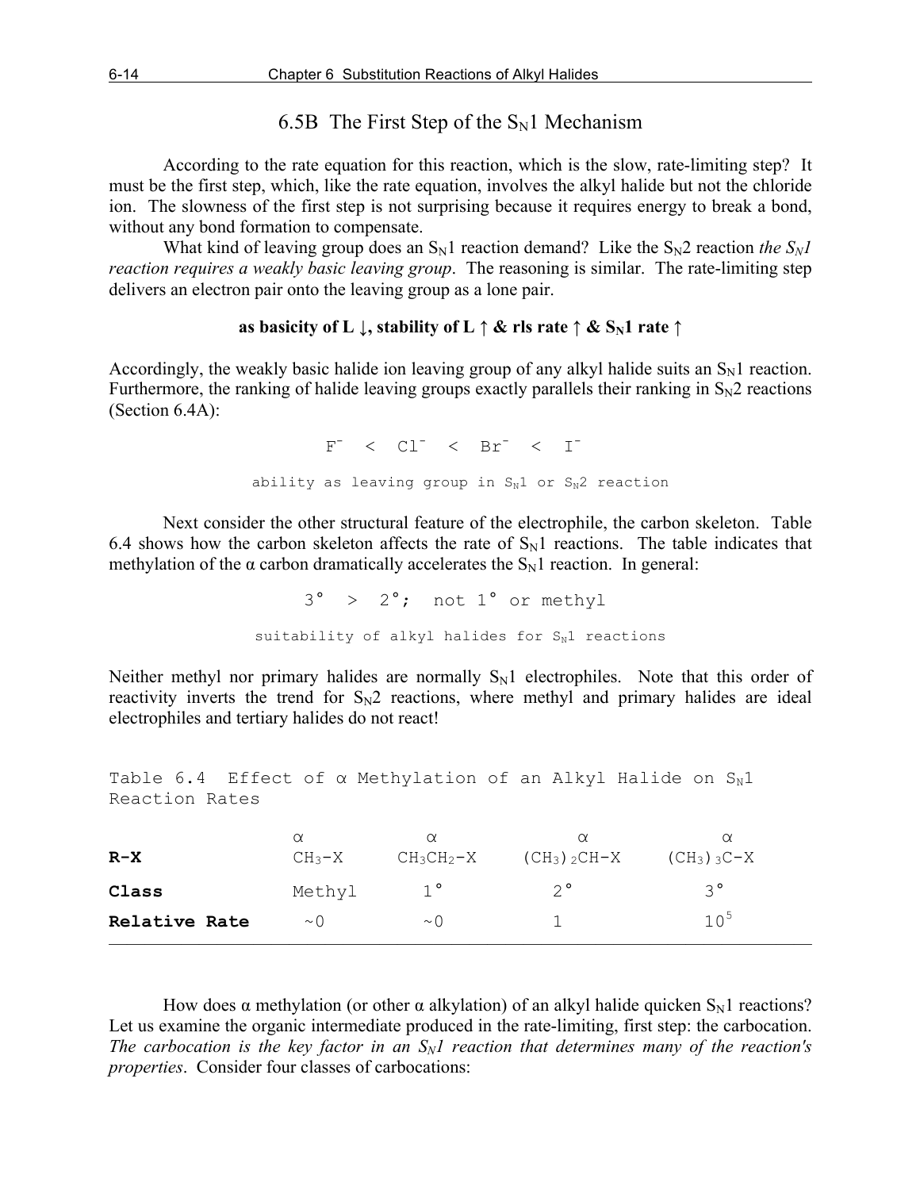## 6.5B The First Step of the $S_N1$ Mechanism

According to the rate equation for this reaction, which is the slow, rate-limiting step? It must be the first step, which, like the rate equation, involves the alkyl halide but not the chloride ion. The slowness of the first step is not surprising because it requires energy to break a bond, without any bond formation to compensate.

What kind of leaving group does an $S_N1$ reaction demand? Like the $S_N2$ reaction *the $S_N1$ reaction requires a weakly basic leaving group*. The reasoning is similar. The rate-limiting step delivers an electron pair onto the leaving group as a lone pair.

**as basicity of L ↓, stability of L ↑ & rls rate ↑ & $S_N1$ rate ↑**

Accordingly, the weakly basic halide ion leaving group of any alkyl halide suits an $S_N1$ reaction. Furthermore, the ranking of halide leaving groups exactly parallels their ranking in $S_N2$ reactions (Section 6.4A):

$$F^- < Cl^- < Br^- < I^-$$

ability as leaving group in $S_N1$ or $S_N2$ reaction

Next consider the other structural feature of the electrophile, the carbon skeleton. Table 6.4 shows how the carbon skeleton affects the rate of $S_N1$ reactions. The table indicates that methylation of the α carbon dramatically accelerates the $S_N1$ reaction. In general:

3° > 2°; not 1° or methyl

suitability of alkyl halides for $S_N1$ reactions

Neither methyl nor primary halides are normally $S_N1$ electrophiles. Note that this order of reactivity inverts the trend for $S_N2$ reactions, where methyl and primary halides are ideal electrophiles and tertiary halides do not react!

Table 6.4 Effect of α Methylation of an Alkyl Halide on $S_N1$ Reaction Rates

| **R-X** | $\overset{\alpha}{CH_3}$-X | $CH_3\overset{\alpha}{CH_2}$-X | $(CH_3)_2\overset{\alpha}{CH}$-X | $(CH_3)_3\overset{\alpha}{C}$-X |
|---|---|---|---|---|
| **Class** | Methyl | 1° | 2° | 3° |
| **Relative Rate** | ~0 | ~0 | 1 | $10^5$ |

How does α methylation (or other α alkylation) of an alkyl halide quicken $S_N1$ reactions? Let us examine the organic intermediate produced in the rate-limiting, first step: the carbocation. *The carbocation is the key factor in an $S_N1$ reaction that determines many of the reaction's properties*. Consider four classes of carbocations: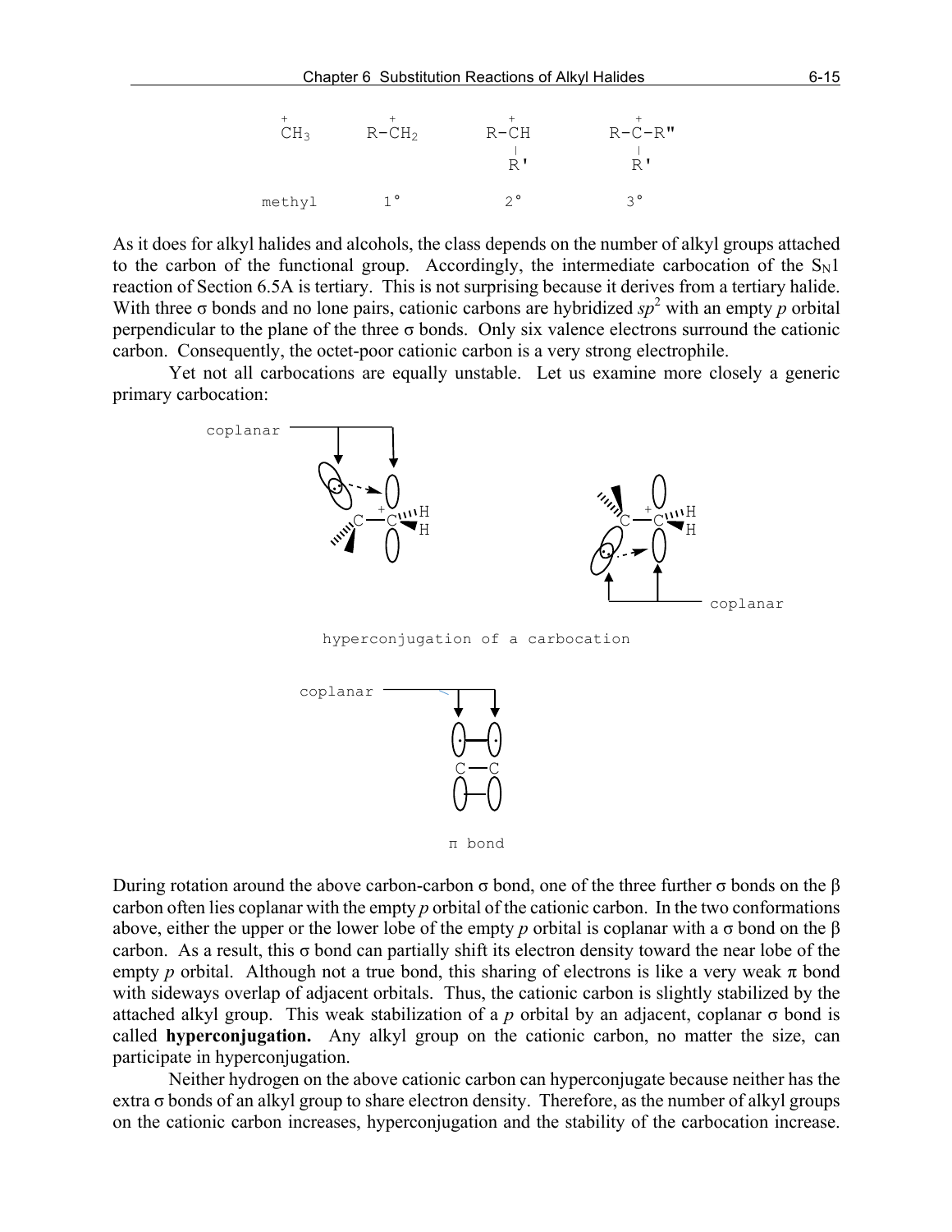```
 +          +           +             +
CH3      R-CH2       R-CH         R-C-R"
                       |             |
                       R'            R'

methyl     1°          2°            3°
```

As it does for alkyl halides and alcohols, the class depends on the number of alkyl groups attached to the carbon of the functional group. Accordingly, the intermediate carbocation of the $S_N1$ reaction of Section 6.5A is tertiary. This is not surprising because it derives from a tertiary halide. With three σ bonds and no lone pairs, cationic carbons are hybridized $sp^2$ with an empty *p* orbital perpendicular to the plane of the three σ bonds. Only six valence electrons surround the cationic carbon. Consequently, the octet-poor cationic carbon is a very strong electrophile.

Yet not all carbocations are equally unstable. Let us examine more closely a generic primary carbocation:

hyperconjugation of a carbocation

π bond

During rotation around the above carbon-carbon σ bond, one of the three further σ bonds on the β carbon often lies coplanar with the empty *p* orbital of the cationic carbon. In the two conformations above, either the upper or the lower lobe of the empty *p* orbital is coplanar with a σ bond on the β carbon. As a result, this σ bond can partially shift its electron density toward the near lobe of the empty *p* orbital. Although not a true bond, this sharing of electrons is like a very weak π bond with sideways overlap of adjacent orbitals. Thus, the cationic carbon is slightly stabilized by the attached alkyl group. This weak stabilization of a *p* orbital by an adjacent, coplanar σ bond is called **hyperconjugation.** Any alkyl group on the cationic carbon, no matter the size, can participate in hyperconjugation.

Neither hydrogen on the above cationic carbon can hyperconjugate because neither has the extra σ bonds of an alkyl group to share electron density. Therefore, as the number of alkyl groups on the cationic carbon increases, hyperconjugation and the stability of the carbocation increase.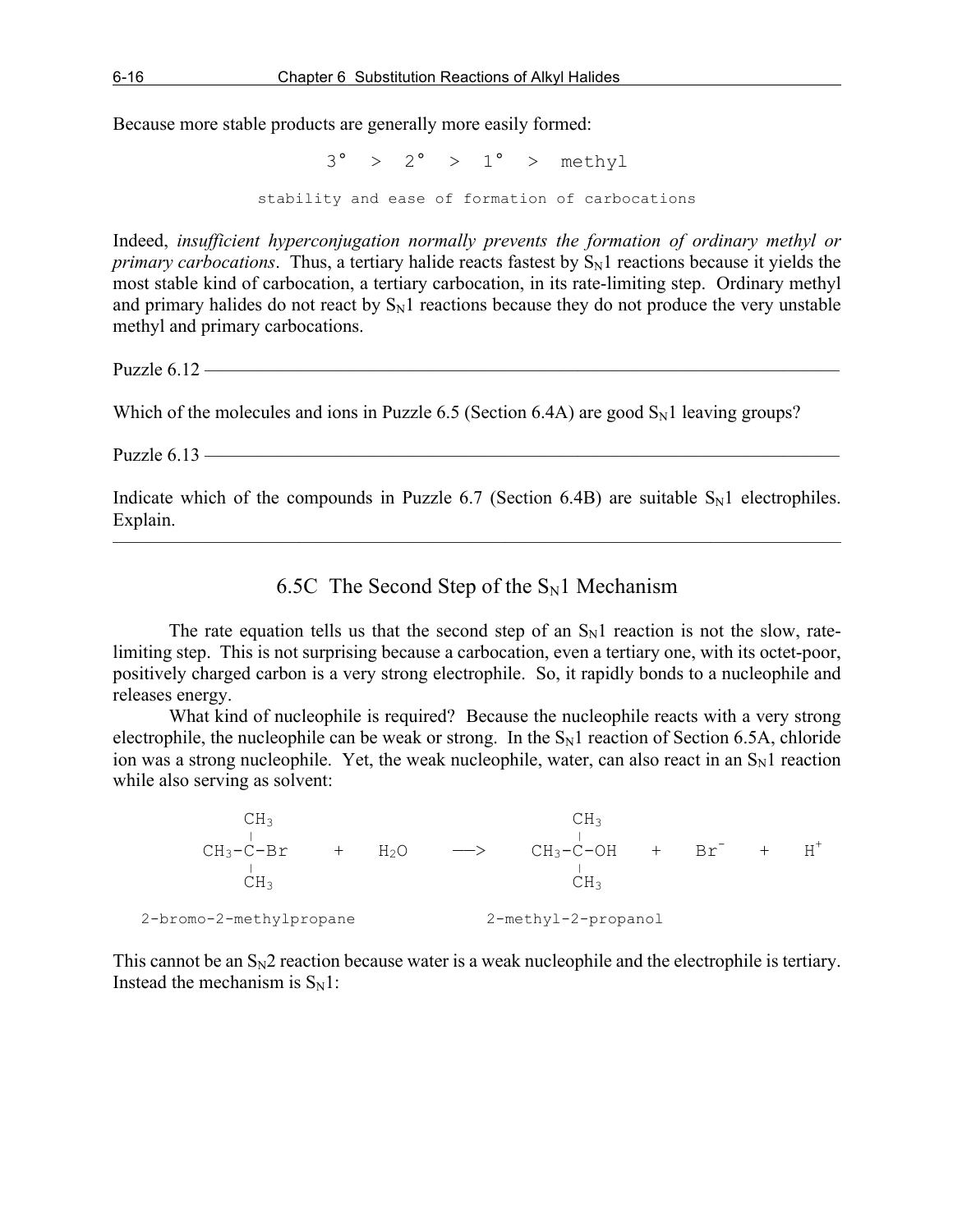Because more stable products are generally more easily formed:

```
3°  >  2°  >  1°  >  methyl

stability and ease of formation of carbocations
```

Indeed, *insufficient hyperconjugation normally prevents the formation of ordinary methyl or primary carbocations*. Thus, a tertiary halide reacts fastest by $S_N1$ reactions because it yields the most stable kind of carbocation, a tertiary carbocation, in its rate-limiting step. Ordinary methyl and primary halides do not react by $S_N1$ reactions because they do not produce the very unstable methyl and primary carbocations.

Puzzle 6.12 ———

Which of the molecules and ions in Puzzle 6.5 (Section 6.4A) are good $S_N1$ leaving groups?

Puzzle 6.13 ———

Indicate which of the compounds in Puzzle 6.7 (Section 6.4B) are suitable $S_N1$ electrophiles. Explain.

---

## 6.5C The Second Step of the $S_N1$ Mechanism

The rate equation tells us that the second step of an $S_N1$ reaction is not the slow, rate-limiting step. This is not surprising because a carbocation, even a tertiary one, with its octet-poor, positively charged carbon is a very strong electrophile. So, it rapidly bonds to a nucleophile and releases energy.

What kind of nucleophile is required? Because the nucleophile reacts with a very strong electrophile, the nucleophile can be weak or strong. In the $S_N1$ reaction of Section 6.5A, chloride ion was a strong nucleophile. Yet, the weak nucleophile, water, can also react in an $S_N1$ reaction while also serving as solvent:

```
      CH3                              CH3
      |                                |
  CH3-C-Br     +   H2O    ——>      CH3-C-OH    +    Br-    +    H+
      |                                |
      CH3                              CH3

2-bromo-2-methylpropane            2-methyl-2-propanol
```

This cannot be an $S_N2$ reaction because water is a weak nucleophile and the electrophile is tertiary. Instead the mechanism is $S_N1$: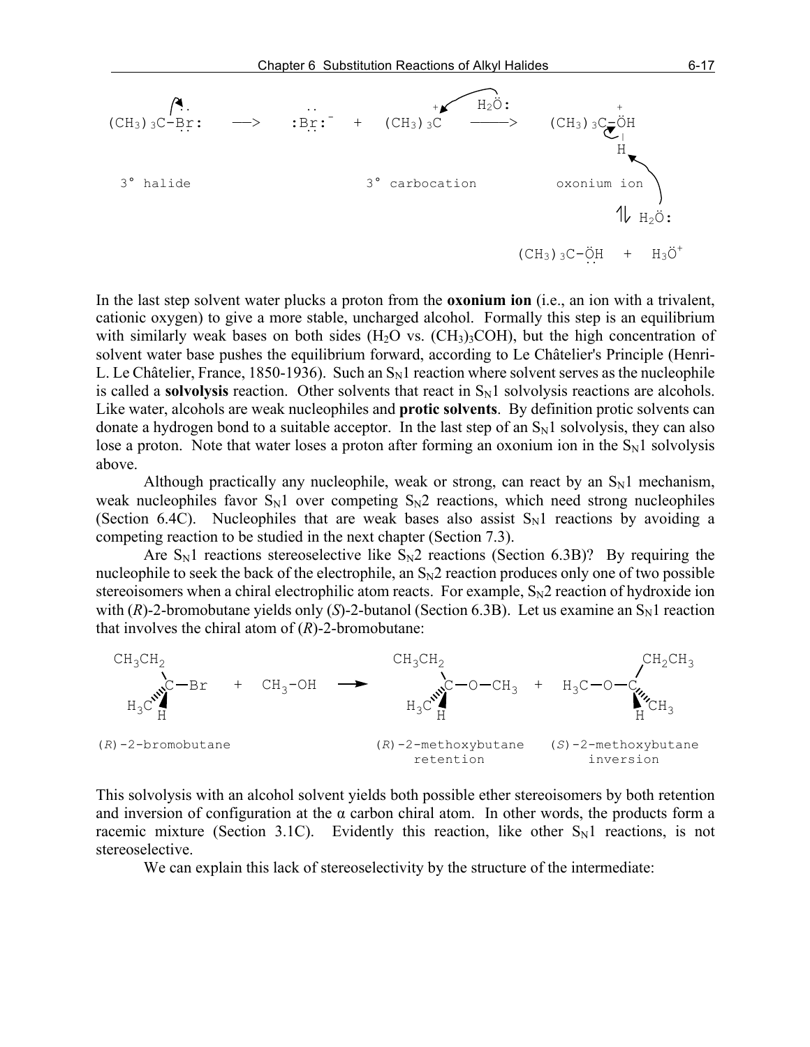$$(CH_3)_3C{-}Br \longrightarrow Br^- + (CH_3)_3C^+ \xrightarrow{H_2O} (CH_3)_3C{-}\overset{+}{O}H_2 \overset{H_2O}{\rightleftharpoons} (CH_3)_3C{-}OH + H_3O^+$$

3° halide — 3° carbocation — oxonium ion

In the last step solvent water plucks a proton from the **oxonium ion** (i.e., an ion with a trivalent, cationic oxygen) to give a more stable, uncharged alcohol. Formally this step is an equilibrium with similarly weak bases on both sides ($H_2O$ vs. $(CH_3)_3COH$), but the high concentration of solvent water base pushes the equilibrium forward, according to Le Châtelier's Principle (Henri-L. Le Châtelier, France, 1850-1936). Such an $S_N1$ reaction where solvent serves as the nucleophile is called a **solvolysis** reaction. Other solvents that react in $S_N1$ solvolysis reactions are alcohols. Like water, alcohols are weak nucleophiles and **protic solvents**. By definition protic solvents can donate a hydrogen bond to a suitable acceptor. In the last step of an $S_N1$ solvolysis, they can also lose a proton. Note that water loses a proton after forming an oxonium ion in the $S_N1$ solvolysis above.

Although practically any nucleophile, weak or strong, can react by an $S_N1$ mechanism, weak nucleophiles favor $S_N1$ over competing $S_N2$ reactions, which need strong nucleophiles (Section 6.4C). Nucleophiles that are weak bases also assist $S_N1$ reactions by avoiding a competing reaction to be studied in the next chapter (Section 7.3).

Are $S_N1$ reactions stereoselective like $S_N2$ reactions (Section 6.3B)? By requiring the nucleophile to seek the back of the electrophile, an $S_N2$ reaction produces only one of two possible stereoisomers when a chiral electrophilic atom reacts. For example, $S_N2$ reaction of hydroxide ion with (*R*)-2-bromobutane yields only (*S*)-2-butanol (Section 6.3B). Let us examine an $S_N1$ reaction that involves the chiral atom of (*R*)-2-bromobutane:

$$CH_3CH_2CH(CH_3){-}Br + CH_3{-}OH \longrightarrow CH_3CH_2CH(CH_3){-}O{-}CH_3 + H_3C{-}O{-}CH(CH_3)CH_2CH_3$$

(*R*)-2-bromobutane — (*R*)-2-methoxybutane, retention — (*S*)-2-methoxybutane, inversion

This solvolysis with an alcohol solvent yields both possible ether stereoisomers by both retention and inversion of configuration at the α carbon chiral atom. In other words, the products form a racemic mixture (Section 3.1C). Evidently this reaction, like other $S_N1$ reactions, is not stereoselective.

We can explain this lack of stereoselectivity by the structure of the intermediate: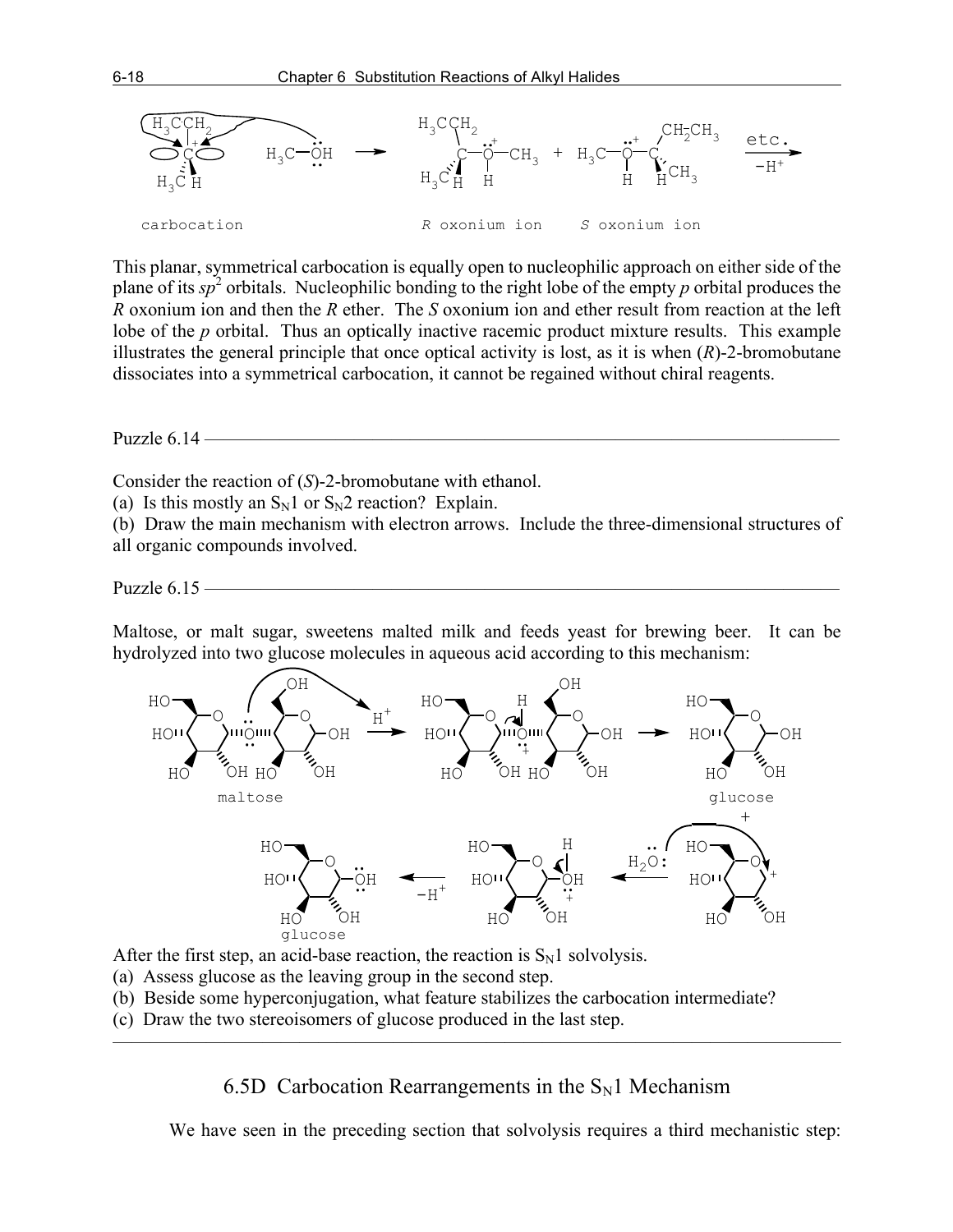carbocation    R oxonium ion    S oxonium ion

This planar, symmetrical carbocation is equally open to nucleophilic approach on either side of the plane of its $sp^2$ orbitals. Nucleophilic bonding to the right lobe of the empty *p* orbital produces the *R* oxonium ion and then the *R* ether. The *S* oxonium ion and ether result from reaction at the left lobe of the *p* orbital. Thus an optically inactive racemic product mixture results. This example illustrates the general principle that once optical activity is lost, as it is when (*R*)-2-bromobutane dissociates into a symmetrical carbocation, it cannot be regained without chiral reagents.

Puzzle 6.14

Consider the reaction of (*S*)-2-bromobutane with ethanol.

(a) Is this mostly an $S_N1$ or $S_N2$ reaction? Explain.

(b) Draw the main mechanism with electron arrows. Include the three-dimensional structures of all organic compounds involved.

Puzzle 6.15

Maltose, or malt sugar, sweetens malted milk and feeds yeast for brewing beer. It can be hydrolyzed into two glucose molecules in aqueous acid according to this mechanism:

maltose    glucose

glucose

After the first step, an acid-base reaction, the reaction is $S_N1$ solvolysis.

(a) Assess glucose as the leaving group in the second step.

(b) Beside some hyperconjugation, what feature stabilizes the carbocation intermediate?

(c) Draw the two stereoisomers of glucose produced in the last step.

## 6.5D Carbocation Rearrangements in the $S_N1$ Mechanism

We have seen in the preceding section that solvolysis requires a third mechanistic step: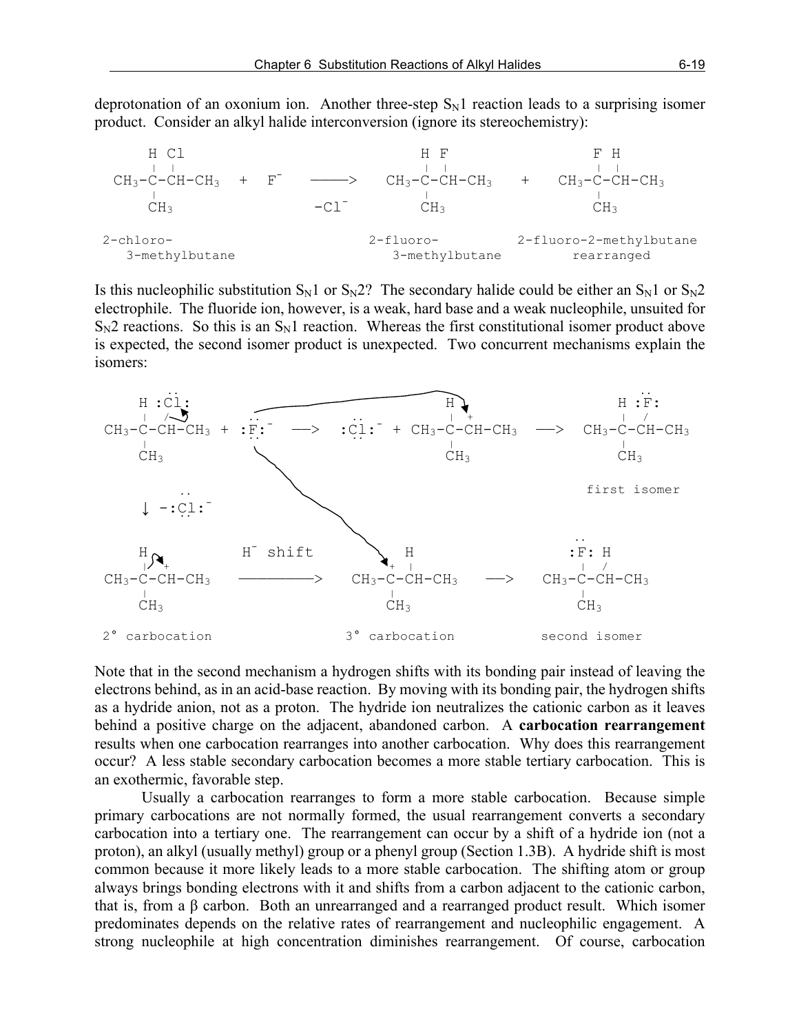deprotonation of an oxonium ion. Another three-step $S_N1$ reaction leads to a surprising isomer product. Consider an alkyl halide interconversion (ignore its stereochemistry):

```
      H Cl                                    H F                F H
      |  |                                    |  |               |  |
 CH3-C-CH-CH3   +   F-      ----->     CH3-C-CH-CH3    +    CH3-C-CH-CH3
      |                                        |                  |
      CH3                  -Cl-                CH3                CH3

2-chloro-                               2-fluoro-         2-fluoro-2-methylbutane
   3-methylbutane                          3-methylbutane         rearranged
```

Is this nucleophilic substitution $S_N1$ or $S_N2$? The secondary halide could be either an $S_N1$ or $S_N2$ electrophile. The fluoride ion, however, is a weak, hard base and a weak nucleophile, unsuited for $S_N2$ reactions. So this is an $S_N1$ reaction. Whereas the first constitutional isomer product above is expected, the second isomer product is unexpected. Two concurrent mechanisms explain the isomers:

```
      ..                                                          ..
    H :Cl:                                       H              H :F:
    |  /                 ..           ..         |  +           |  /
CH3-C-CH-CH3   +   :F:-   -->   :Cl:-  +  CH3-C-CH-CH3   -->   CH3-C-CH-CH3
    |                    ..           ..         |              |
    CH3                                          CH3            CH3

       ..                                                        first isomer
    ↓ -:Cl:-
       ..                                                           ..
    H          H- shift             H                          :F: H
    | +                           + |                           |  /
CH3-C-CH-CH3   ---------->   CH3-C-CH-CH3        -->       CH3-C-CH-CH3
    |                            |                              |
    CH3                          CH3                            CH3

2° carbocation              3° carbocation                  second isomer
```

Note that in the second mechanism a hydrogen shifts with its bonding pair instead of leaving the electrons behind, as in an acid-base reaction. By moving with its bonding pair, the hydrogen shifts as a hydride anion, not as a proton. The hydride ion neutralizes the cationic carbon as it leaves behind a positive charge on the adjacent, abandoned carbon. A **carbocation rearrangement** results when one carbocation rearranges into another carbocation. Why does this rearrangement occur? A less stable secondary carbocation becomes a more stable tertiary carbocation. This is an exothermic, favorable step.

Usually a carbocation rearranges to form a more stable carbocation. Because simple primary carbocations are not normally formed, the usual rearrangement converts a secondary carbocation into a tertiary one. The rearrangement can occur by a shift of a hydride ion (not a proton), an alkyl (usually methyl) group or a phenyl group (Section 1.3B). A hydride shift is most common because it more likely leads to a more stable carbocation. The shifting atom or group always brings bonding electrons with it and shifts from a carbon adjacent to the cationic carbon, that is, from a β carbon. Both an unrearranged and a rearranged product result. Which isomer predominates depends on the relative rates of rearrangement and nucleophilic engagement. A strong nucleophile at high concentration diminishes rearrangement. Of course, carbocation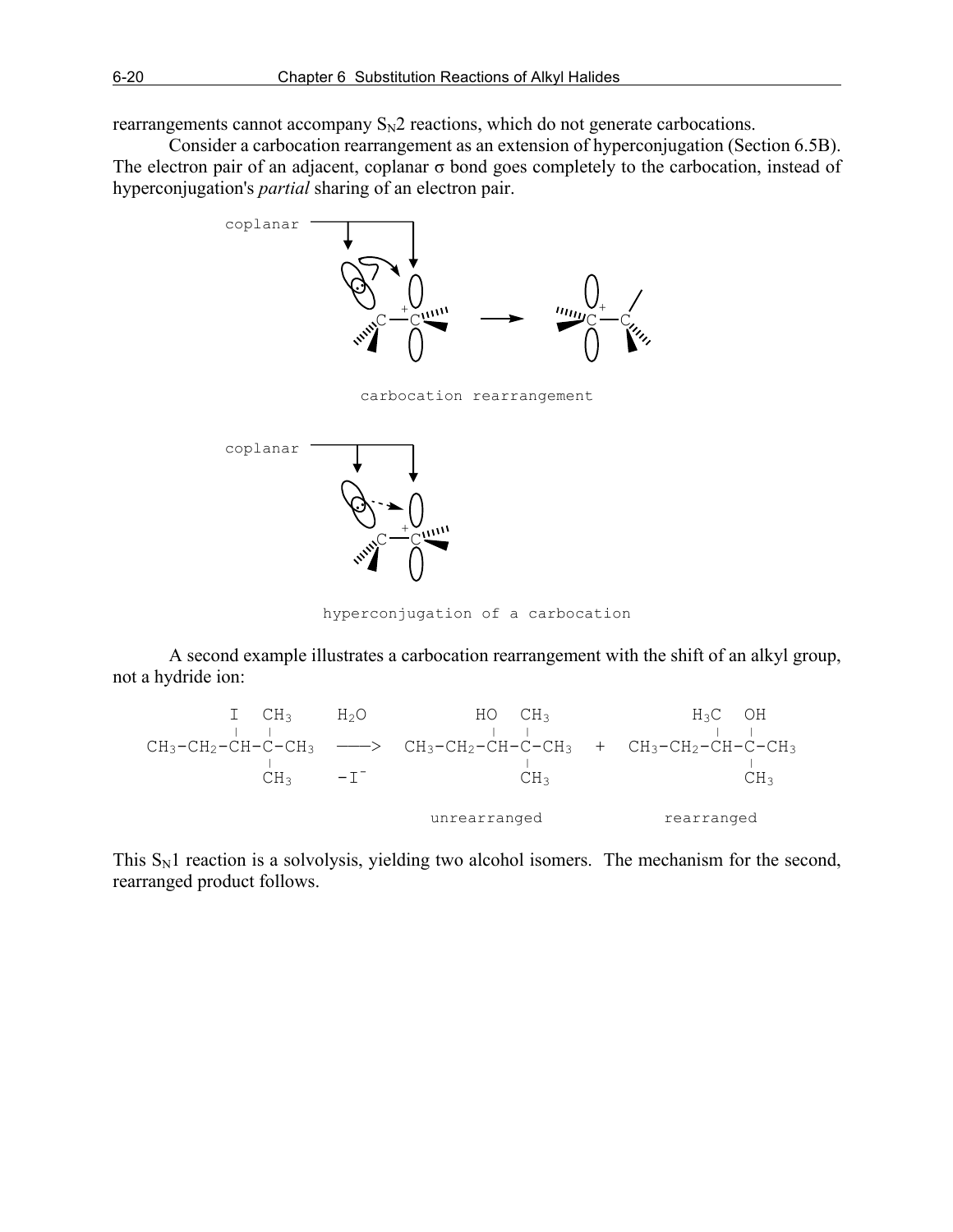rearrangements cannot accompany $S_N2$ reactions, which do not generate carbocations.

Consider a carbocation rearrangement as an extension of hyperconjugation (Section 6.5B). The electron pair of an adjacent, coplanar σ bond goes completely to the carbocation, instead of hyperconjugation's *partial* sharing of an electron pair.

coplanar

carbocation rearrangement

coplanar

hyperconjugation of a carbocation

A second example illustrates a carbocation rearrangement with the shift of an alkyl group, not a hydride ion:

```
        I  CH3     H2O          HO  CH3                 H3C  OH
        |  |                     |  |                     |  |
CH3-CH2-CH-C-CH3   ——>   CH3-CH2-CH-C-CH3   +   CH3-CH2-CH-C-CH3
           |                        |                        |
           CH3     -I⁻              CH3                      CH3

                             unrearranged              rearranged
```

This $S_N1$ reaction is a solvolysis, yielding two alcohol isomers. The mechanism for the second, rearranged product follows.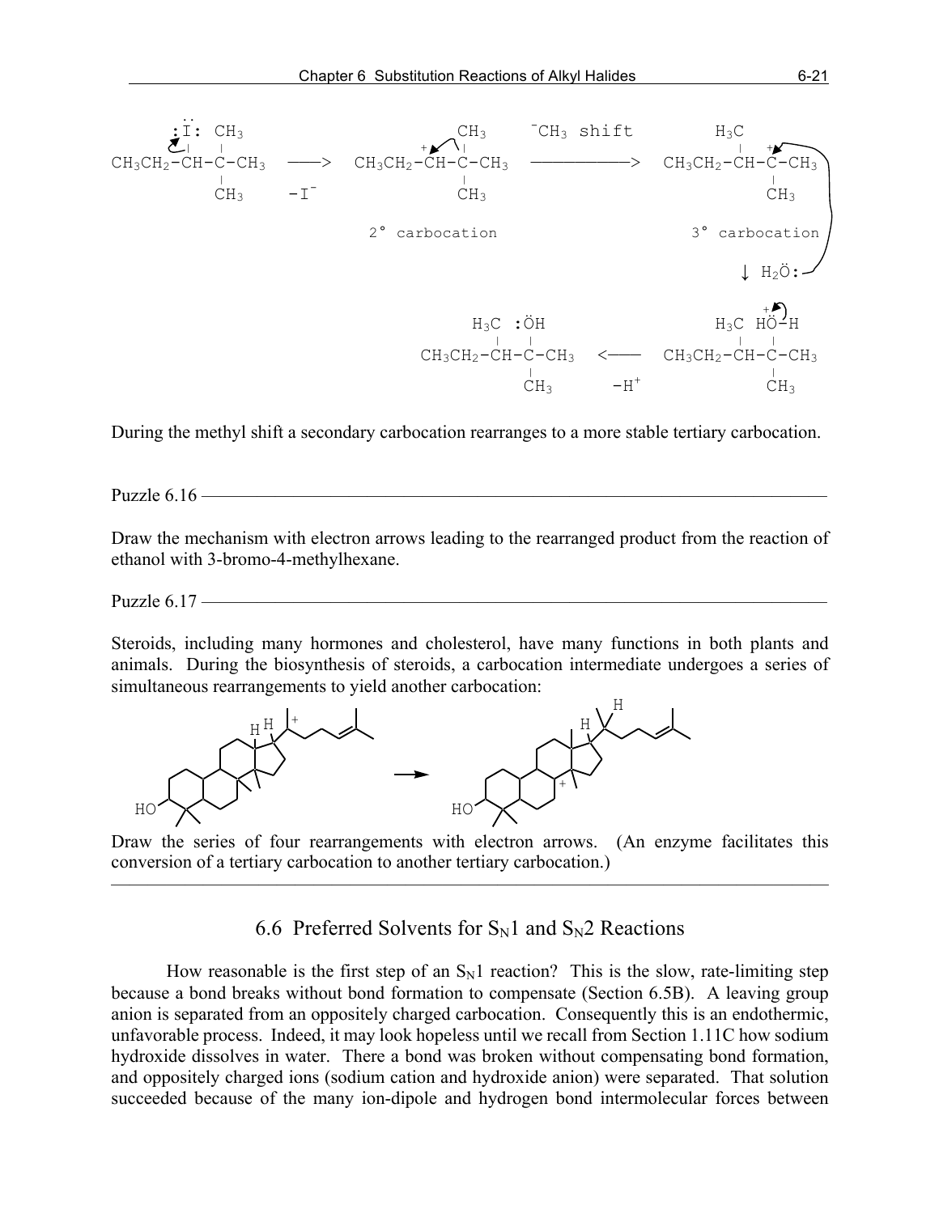During the methyl shift a secondary carbocation rearranges to a more stable tertiary carbocation.

Puzzle 6.16 ——————————————————————————————————

Draw the mechanism with electron arrows leading to the rearranged product from the reaction of ethanol with 3-bromo-4-methylhexane.

Puzzle 6.17 ——————————————————————————————————

Steroids, including many hormones and cholesterol, have many functions in both plants and animals. During the biosynthesis of steroids, a carbocation intermediate undergoes a series of simultaneous rearrangements to yield another carbocation:

Draw the series of four rearrangements with electron arrows. (An enzyme facilitates this conversion of a tertiary carbocation to another tertiary carbocation.)

## 6.6 Preferred Solvents for $S_N1$ and $S_N2$ Reactions

How reasonable is the first step of an $S_N1$ reaction? This is the slow, rate-limiting step because a bond breaks without bond formation to compensate (Section 6.5B). A leaving group anion is separated from an oppositely charged carbocation. Consequently this is an endothermic, unfavorable process. Indeed, it may look hopeless until we recall from Section 1.11C how sodium hydroxide dissolves in water. There a bond was broken without compensating bond formation, and oppositely charged ions (sodium cation and hydroxide anion) were separated. That solution succeeded because of the many ion-dipole and hydrogen bond intermolecular forces between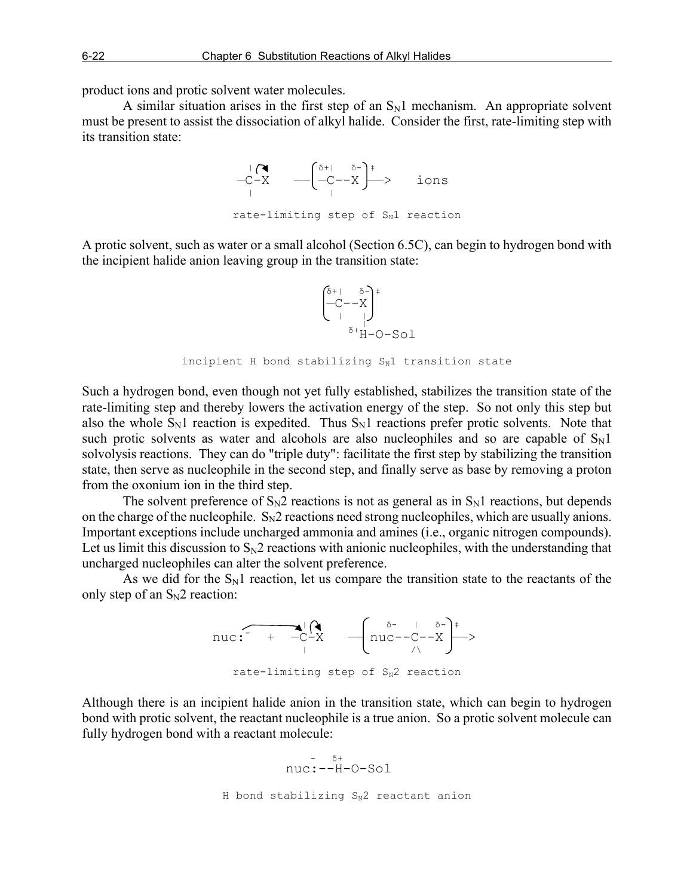product ions and protic solvent water molecules.

A similar situation arises in the first step of an $S_N1$ mechanism. An appropriate solvent must be present to assist the dissociation of alkyl halide. Consider the first, rate-limiting step with its transition state:

```
  |          δ+|   δ-  ‡
 —C-X    —[ —C--X ]—>    ions
  |            |
```

rate-limiting step of $S_N1$ reaction

A protic solvent, such as water or a small alcohol (Section 6.5C), can begin to hydrogen bond with the incipient halide anion leaving group in the transition state:

```
 δ+|   δ-  ‡
[—C--X ]
   |   |
    δ+H-O-Sol
```

incipient H bond stabilizing $S_N1$ transition state

Such a hydrogen bond, even though not yet fully established, stabilizes the transition state of the rate-limiting step and thereby lowers the activation energy of the step. So not only this step but also the whole $S_N1$ reaction is expedited. Thus $S_N1$ reactions prefer protic solvents. Note that such protic solvents as water and alcohols are also nucleophiles and so are capable of $S_N1$ solvolysis reactions. They can do "triple duty": facilitate the first step by stabilizing the transition state, then serve as nucleophile in the second step, and finally serve as base by removing a proton from the oxonium ion in the third step.

The solvent preference of $S_N2$ reactions is not as general as in $S_N1$ reactions, but depends on the charge of the nucleophile. $S_N2$ reactions need strong nucleophiles, which are usually anions. Important exceptions include uncharged ammonia and amines (i.e., organic nitrogen compounds). Let us limit this discussion to $S_N2$ reactions with anionic nucleophiles, with the understanding that uncharged nucleophiles can alter the solvent preference.

As we did for the $S_N1$ reaction, let us compare the transition state to the reactants of the only step of an $S_N2$ reaction:

```
                  |           δ-   |   δ-  ‡
nuc:⁻   +   —C-X     —[ nuc--C--X ]—>
                  |                /\
```

rate-limiting step of $S_N2$ reaction

Although there is an incipient halide anion in the transition state, which can begin to hydrogen bond with protic solvent, the reactant nucleophile is a true anion. So a protic solvent molecule can fully hydrogen bond with a reactant molecule:

```
   -   δ+
nuc:--H-O-Sol
```

H bond stabilizing $S_N2$ reactant anion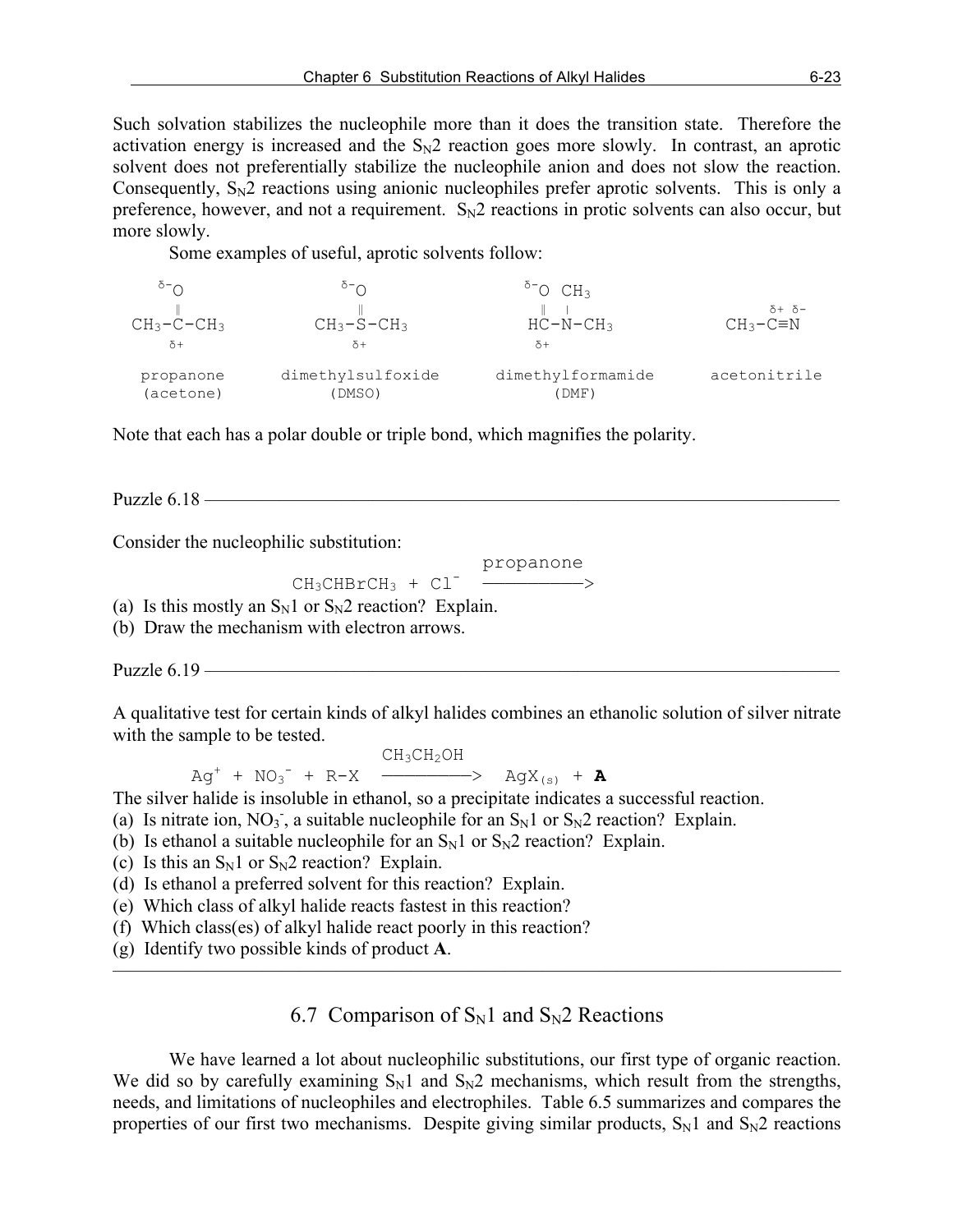Such solvation stabilizes the nucleophile more than it does the transition state. Therefore the activation energy is increased and the $S_N2$ reaction goes more slowly. In contrast, an aprotic solvent does not preferentially stabilize the nucleophile anion and does not slow the reaction. Consequently, $S_N2$ reactions using anionic nucleophiles prefer aprotic solvents. This is only a preference, however, and not a requirement. $S_N2$ reactions in protic solvents can also occur, but more slowly.

Some examples of useful, aprotic solvents follow:

```
   δ-O                 δ-O                δ-O  CH3
     ‖                   ‖                  ‖   |                 δ+ δ-
CH3-C-CH3           CH3-S-CH3              HC-N-CH3           CH3-C≡N
    δ+                  δ+                 δ+

 propanone       dimethylsulfoxide     dimethylformamide      acetonitrile
 (acetone)            (DMSO)                 (DMF)
```

Note that each has a polar double or triple bond, which magnifies the polarity.

---

Puzzle 6.18

Consider the nucleophilic substitution:

$$CH_3CHBrCH_3 + Cl^- \xrightarrow{\text{propanone}}$$

(a) Is this mostly an $S_N1$ or $S_N2$ reaction? Explain.
(b) Draw the mechanism with electron arrows.

---

Puzzle 6.19

A qualitative test for certain kinds of alkyl halides combines an ethanolic solution of silver nitrate with the sample to be tested.

$$Ag^+ + NO_3^- + R\text{-}X \xrightarrow{CH_3CH_2OH} AgX_{(s)} + \mathbf{A}$$

The silver halide is insoluble in ethanol, so a precipitate indicates a successful reaction.

(a) Is nitrate ion, $NO_3^-$, a suitable nucleophile for an $S_N1$ or $S_N2$ reaction? Explain.
(b) Is ethanol a suitable nucleophile for an $S_N1$ or $S_N2$ reaction? Explain.
(c) Is this an $S_N1$ or $S_N2$ reaction? Explain.
(d) Is ethanol a preferred solvent for this reaction? Explain.
(e) Which class of alkyl halide reacts fastest in this reaction?
(f) Which class(es) of alkyl halide react poorly in this reaction?
(g) Identify two possible kinds of product **A**.

---

## 6.7 Comparison of $S_N1$ and $S_N2$ Reactions

We have learned a lot about nucleophilic substitutions, our first type of organic reaction. We did so by carefully examining $S_N1$ and $S_N2$ mechanisms, which result from the strengths, needs, and limitations of nucleophiles and electrophiles. Table 6.5 summarizes and compares the properties of our first two mechanisms. Despite giving similar products, $S_N1$ and $S_N2$ reactions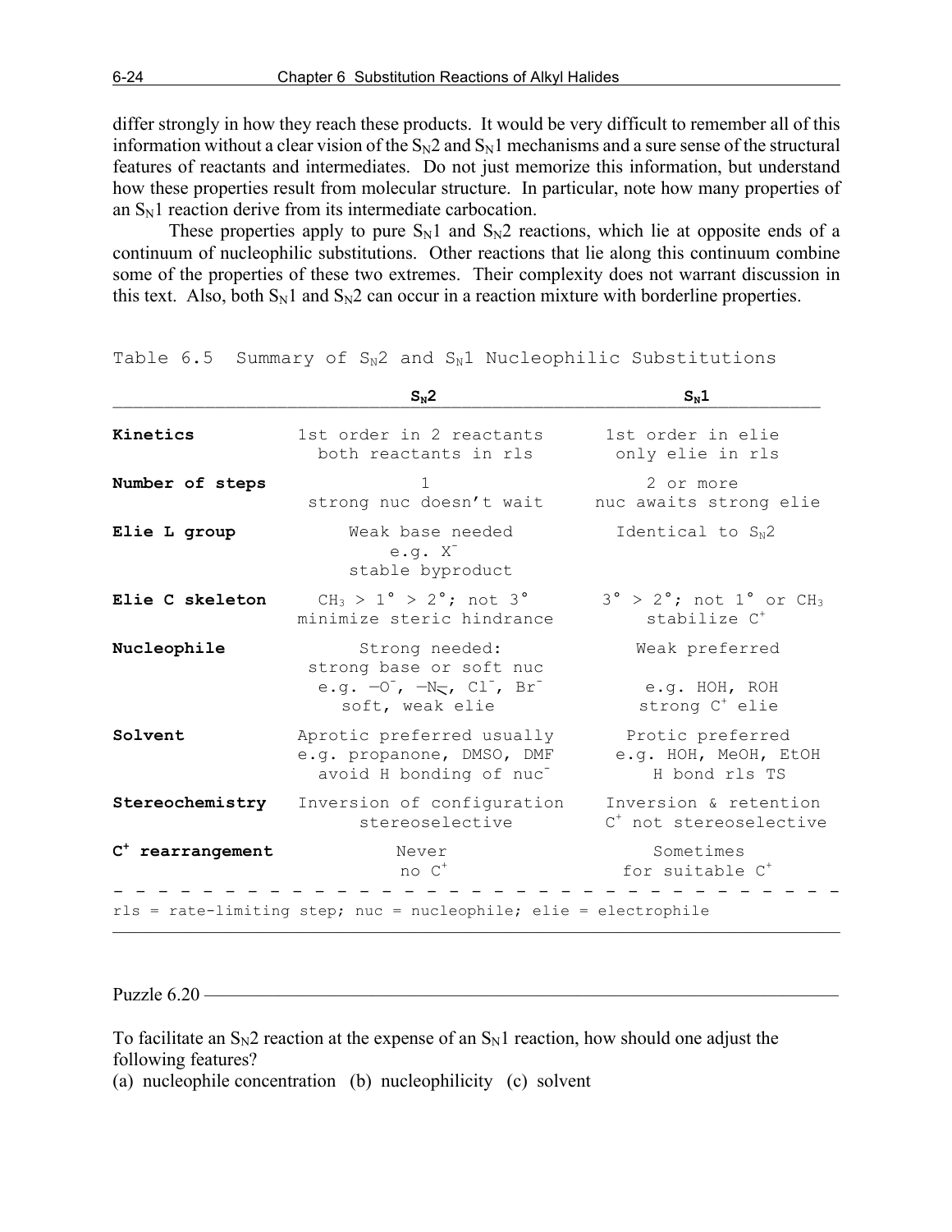differ strongly in how they reach these products. It would be very difficult to remember all of this information without a clear vision of the $S_N2$ and $S_N1$ mechanisms and a sure sense of the structural features of reactants and intermediates. Do not just memorize this information, but understand how these properties result from molecular structure. In particular, note how many properties of an $S_N1$ reaction derive from its intermediate carbocation.

These properties apply to pure $S_N1$ and $S_N2$ reactions, which lie at opposite ends of a continuum of nucleophilic substitutions. Other reactions that lie along this continuum combine some of the properties of these two extremes. Their complexity does not warrant discussion in this text. Also, both $S_N1$ and $S_N2$ can occur in a reaction mixture with borderline properties.

Table 6.5 Summary of $S_N2$ and $S_N1$ Nucleophilic Substitutions

| | **$S_N2$** | **$S_N1$** |
|---|---|---|
| **Kinetics** | 1st order in 2 reactants<br>both reactants in rls | 1st order in elie<br>only elie in rls |
| **Number of steps** | 1<br>strong nuc doesn't wait | 2 or more<br>nuc awaits strong elie |
| **Elie L group** | Weak base needed<br>e.g. $X^-$<br>stable byproduct | Identical to $S_N2$ |
| **Elie C skeleton** | $CH_3$ > 1° > 2°; not 3°<br>minimize steric hindrance | 3° > 2°; not 1° or $CH_3$<br>stabilize $C^+$ |
| **Nucleophile** | Strong needed:<br>strong base or soft nuc<br>e.g. —$O^-$, —N̈<, $Cl^-$, $Br^-$<br>soft, weak elie | Weak preferred<br><br>e.g. HOH, ROH<br>strong $C^+$ elie |
| **Solvent** | Aprotic preferred usually<br>e.g. propanone, DMSO, DMF<br>avoid H bonding of $nuc^-$ | Protic preferred<br>e.g. HOH, MeOH, EtOH<br>H bond rls TS |
| **Stereochemistry** | Inversion of configuration<br>stereoselective | Inversion & retention<br>$C^+$ not stereoselective |
| **$C^+$ rearrangement** | Never<br>no $C^+$ | Sometimes<br>for suitable $C^+$ |

rls = rate-limiting step; nuc = nucleophile; elie = electrophile

Puzzle 6.20

To facilitate an $S_N2$ reaction at the expense of an $S_N1$ reaction, how should one adjust the following features?

(a) nucleophile concentration (b) nucleophilicity (c) solvent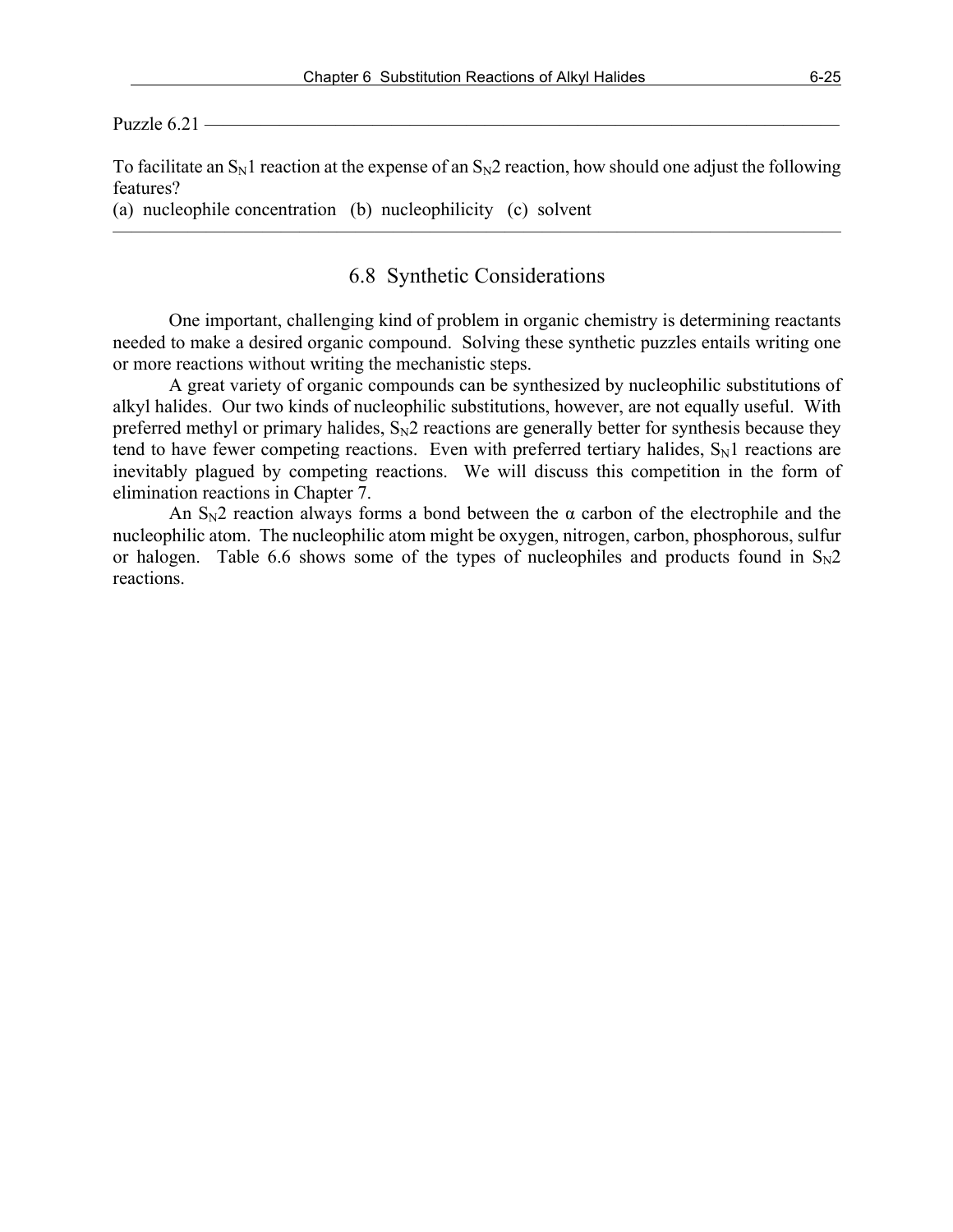Puzzle 6.21

To facilitate an $S_N1$ reaction at the expense of an $S_N2$ reaction, how should one adjust the following features?
(a) nucleophile concentration (b) nucleophilicity (c) solvent

---

## 6.8 Synthetic Considerations

One important, challenging kind of problem in organic chemistry is determining reactants needed to make a desired organic compound. Solving these synthetic puzzles entails writing one or more reactions without writing the mechanistic steps.

A great variety of organic compounds can be synthesized by nucleophilic substitutions of alkyl halides. Our two kinds of nucleophilic substitutions, however, are not equally useful. With preferred methyl or primary halides, $S_N2$ reactions are generally better for synthesis because they tend to have fewer competing reactions. Even with preferred tertiary halides, $S_N1$ reactions are inevitably plagued by competing reactions. We will discuss this competition in the form of elimination reactions in Chapter 7.

An $S_N2$ reaction always forms a bond between the α carbon of the electrophile and the nucleophilic atom. The nucleophilic atom might be oxygen, nitrogen, carbon, phosphorous, sulfur or halogen. Table 6.6 shows some of the types of nucleophiles and products found in $S_N2$ reactions.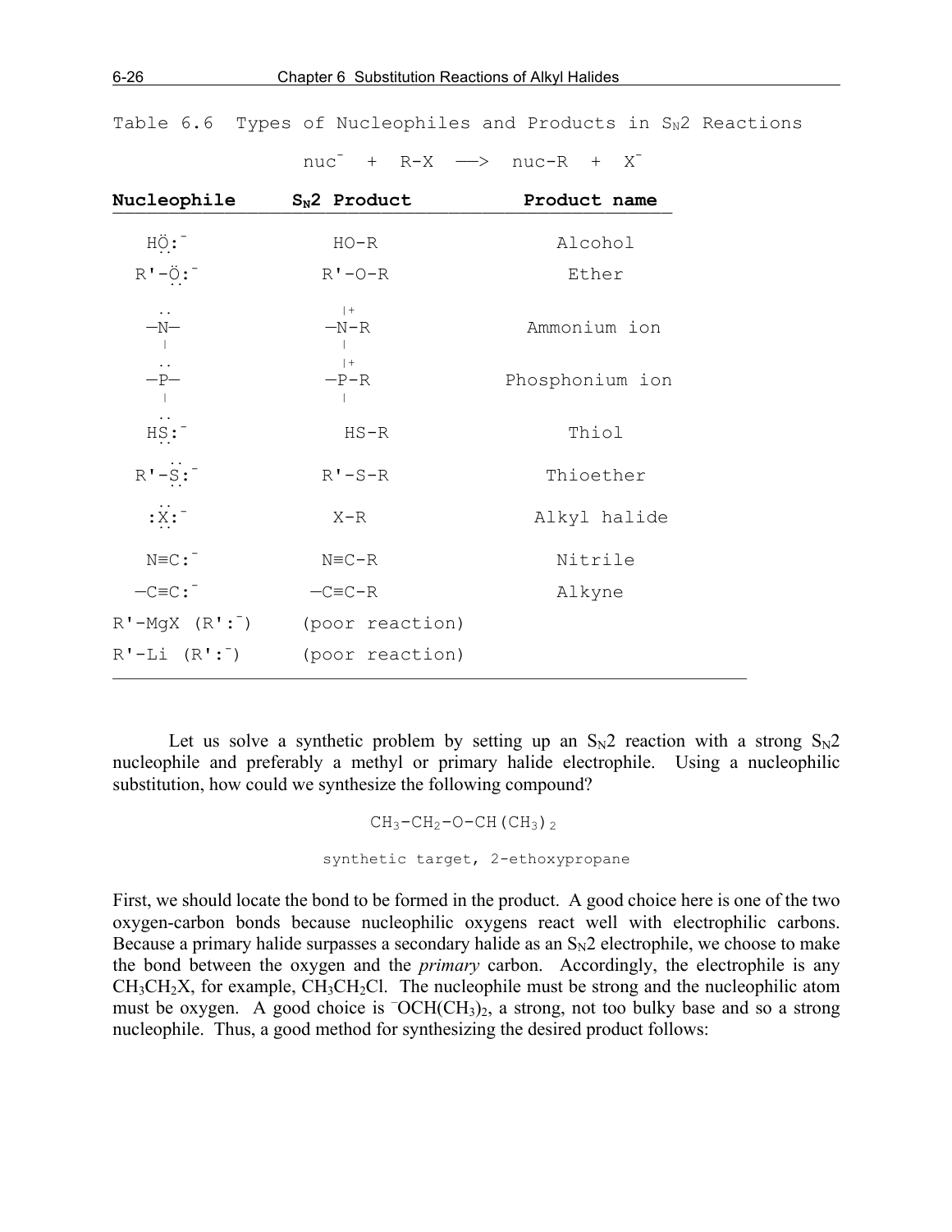Table 6.6 Types of Nucleophiles and Products in $S_N2$ Reactions

$$nuc^- + R\text{-}X \longrightarrow nuc\text{-}R + X^-$$

| Nucleophile | $S_N2$ Product | Product name |
|---|---|---|
| $HO:^-$ | HO-R | Alcohol |
| $R'\text{-}O:^-$ | R'-O-R | Ether |
| $-\ddot{N}-$ (with a third bond) | $-N^+\text{-}R$ (with a third bond) | Ammonium ion |
| $-\ddot{P}-$ (with a third bond) | $-P^+\text{-}R$ (with a third bond) | Phosphonium ion |
| $HS:^-$ | HS-R | Thiol |
| $R'\text{-}S:^-$ | R'-S-R | Thioether |
| $:X:^-$ | X-R | Alkyl halide |
| $N{\equiv}C:^-$ | $N{\equiv}C\text{-}R$ | Nitrile |
| $-C{\equiv}C:^-$ | $-C{\equiv}C\text{-}R$ | Alkyne |
| R'-MgX ($R':^-$) | (poor reaction) | |
| R'-Li ($R':^-$) | (poor reaction) | |

Let us solve a synthetic problem by setting up an $S_N2$ reaction with a strong $S_N2$ nucleophile and preferably a methyl or primary halide electrophile. Using a nucleophilic substitution, how could we synthesize the following compound?

$$CH_3\text{-}CH_2\text{-}O\text{-}CH(CH_3)_2$$

synthetic target, 2-ethoxypropane

First, we should locate the bond to be formed in the product. A good choice here is one of the two oxygen-carbon bonds because nucleophilic oxygens react well with electrophilic carbons. Because a primary halide surpasses a secondary halide as an $S_N2$ electrophile, we choose to make the bond between the oxygen and the *primary* carbon. Accordingly, the electrophile is any $CH_3CH_2X$, for example, $CH_3CH_2Cl$. The nucleophile must be strong and the nucleophilic atom must be oxygen. A good choice is $^-OCH(CH_3)_2$, a strong, not too bulky base and so a strong nucleophile. Thus, a good method for synthesizing the desired product follows: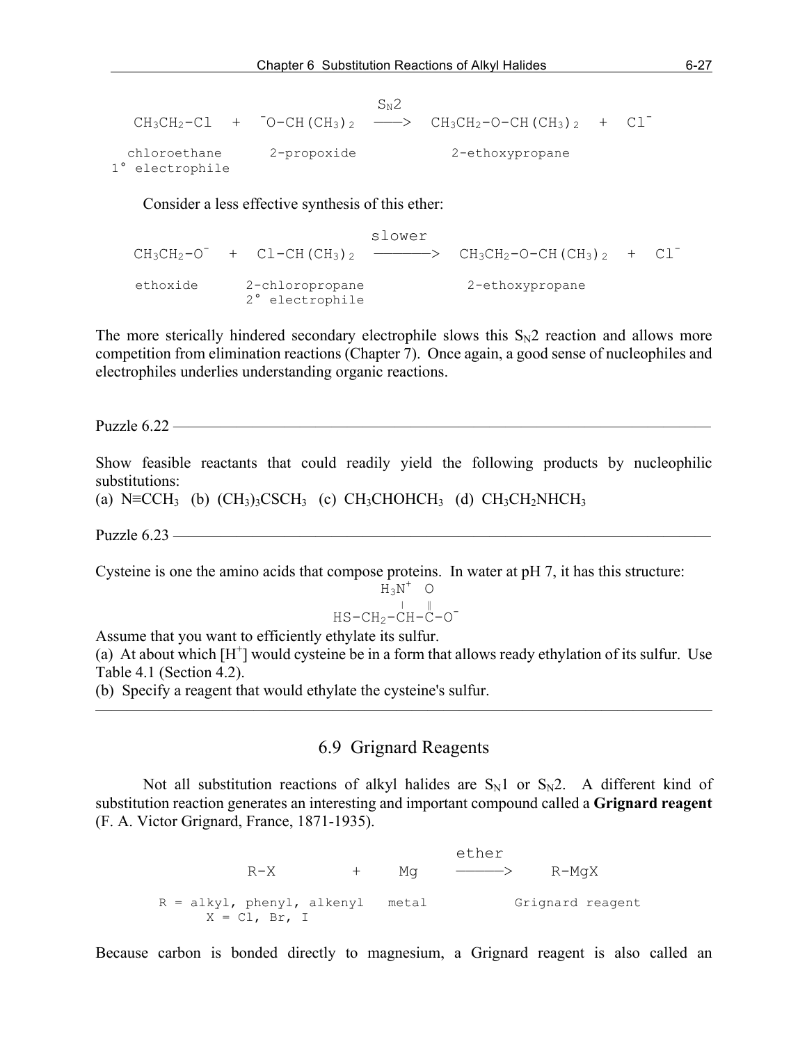$$CH_3CH_2\text{-}Cl \; + \; {}^{-}O\text{-}CH(CH_3)_2 \xrightarrow{S_N2} CH_3CH_2\text{-}O\text{-}CH(CH_3)_2 \; + \; Cl^-$$

chloroethane (1° electrophile) + 2-propoxide → 2-ethoxypropane

Consider a less effective synthesis of this ether:

$$CH_3CH_2\text{-}O^- \; + \; Cl\text{-}CH(CH_3)_2 \xrightarrow{\text{slower}} CH_3CH_2\text{-}O\text{-}CH(CH_3)_2 \; + \; Cl^-$$

ethoxide + 2-chloropropane (2° electrophile) → 2-ethoxypropane

The more sterically hindered secondary electrophile slows this $S_N2$ reaction and allows more competition from elimination reactions (Chapter 7). Once again, a good sense of nucleophiles and electrophiles underlies understanding organic reactions.

---

Puzzle 6.22

Show feasible reactants that could readily yield the following products by nucleophilic substitutions:
(a) $N{\equiv}CCH_3$ (b) $(CH_3)_3CSCH_3$ (c) $CH_3CHOHCH_3$ (d) $CH_3CH_2NHCH_3$

---

Puzzle 6.23

Cysteine is one the amino acids that compose proteins. In water at pH 7, it has this structure:

```
            H3N+  O
              |   ||
     HS-CH2-CH-C-O-
```

Assume that you want to efficiently ethylate its sulfur.
(a) At about which $[H^+]$ would cysteine be in a form that allows ready ethylation of its sulfur. Use Table 4.1 (Section 4.2).
(b) Specify a reagent that would ethylate the cysteine's sulfur.

---

## 6.9 Grignard Reagents

Not all substitution reactions of alkyl halides are $S_N1$ or $S_N2$. A different kind of substitution reaction generates an interesting and important compound called a **Grignard reagent** (F. A. Victor Grignard, France, 1871-1935).

$$R\text{-}X \; + \; Mg \xrightarrow{\text{ether}} R\text{-}MgX$$

R = alkyl, phenyl, alkenyl; X = Cl, Br, I; Mg = metal; R-MgX = Grignard reagent

Because carbon is bonded directly to magnesium, a Grignard reagent is also called an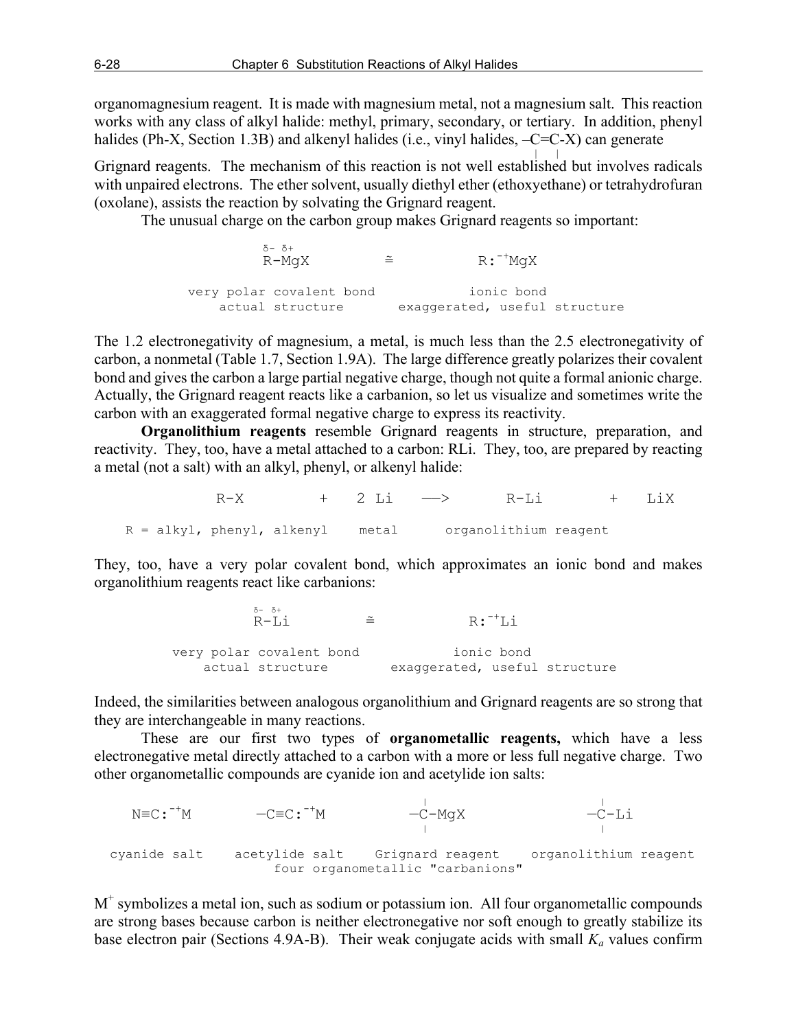organomagnesium reagent. It is made with magnesium metal, not a magnesium salt. This reaction works with any class of alkyl halide: methyl, primary, secondary, or tertiary. In addition, phenyl halides (Ph-X, Section 1.3B) and alkenyl halides (i.e., vinyl halides, –C=C-X) can generate Grignard reagents. The mechanism of this reaction is not well established but involves radicals with unpaired electrons. The ether solvent, usually diethyl ether (ethoxyethane) or tetrahydrofuran (oxolane), assists the reaction by solvating the Grignard reagent.

The unusual charge on the carbon group makes Grignard reagents so important:

```
      δ- δ+
      R-MgX            ≅            R:⁻⁺MgX

very polar covalent bond           ionic bond
   actual structure        exaggerated, useful structure
```

The 1.2 electronegativity of magnesium, a metal, is much less than the 2.5 electronegativity of carbon, a nonmetal (Table 1.7, Section 1.9A). The large difference greatly polarizes their covalent bond and gives the carbon a large partial negative charge, though not quite a formal anionic charge. Actually, the Grignard reagent reacts like a carbanion, so let us visualize and sometimes write the carbon with an exaggerated formal negative charge to express its reactivity.

**Organolithium reagents** resemble Grignard reagents in structure, preparation, and reactivity. They, too, have a metal attached to a carbon: RLi. They, too, are prepared by reacting a metal (not a salt) with an alkyl, phenyl, or alkenyl halide:

```
        R-X          +    2 Li    ──>       R-Li        +    LiX

R = alkyl, phenyl, alkenyl    metal      organolithium reagent
```

They, too, have a very polar covalent bond, which approximates an ionic bond and makes organolithium reagents react like carbanions:

```
      δ- δ+
      R-Li            ≅            R:⁻⁺Li

very polar covalent bond           ionic bond
   actual structure        exaggerated, useful structure
```

Indeed, the similarities between analogous organolithium and Grignard reagents are so strong that they are interchangeable in many reactions.

These are our first two types of **organometallic reagents,** which have a less electronegative metal directly attached to a carbon with a more or less full negative charge. Two other organometallic compounds are cyanide ion and acetylide ion salts:

```
                                       |                   |
  N≡C:⁻⁺M        —C≡C:⁻⁺M            —C-MgX              —C-Li
                                       |                   |

cyanide salt    acetylide salt    Grignard reagent    organolithium reagent
                      four organometallic "carbanions"
```

$M^+$ symbolizes a metal ion, such as sodium or potassium ion. All four organometallic compounds are strong bases because carbon is neither electronegative nor soft enough to greatly stabilize its base electron pair (Sections 4.9A-B). Their weak conjugate acids with small $K_a$ values confirm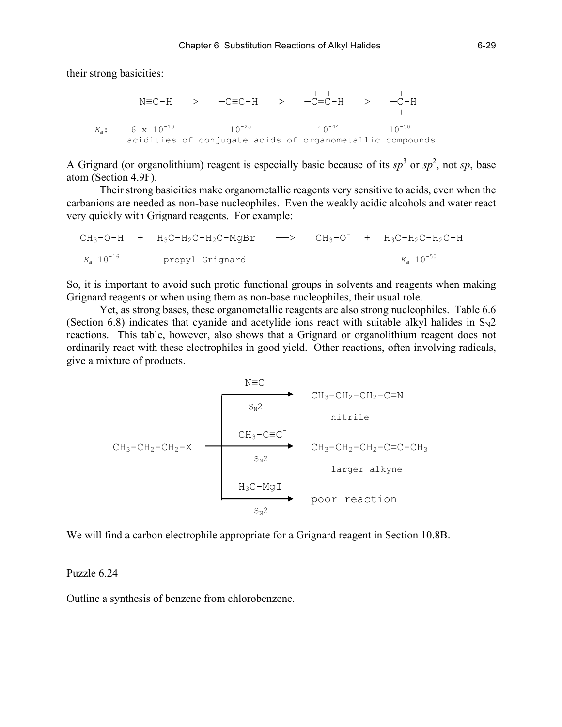their strong basicities:

$$N{\equiv}C{-}H \quad > \quad {-}C{\equiv}C{-}H \quad > \quad {-}C{=}C{-}H \quad > \quad {-}C{-}H$$

| | $N{\equiv}C{-}H$ | $-C{\equiv}C{-}H$ | $-C{=}C{-}H$ | $-C{-}H$ |
|---|---|---|---|---|
| $K_a$: | $6 \times 10^{-10}$ | $10^{-25}$ | $10^{-44}$ | $10^{-50}$ |

acidities of conjugate acids of organometallic compounds

A Grignard (or organolithium) reagent is especially basic because of its $sp^3$ or $sp^2$, not $sp$, base atom (Section 4.9F).

Their strong basicities make organometallic reagents very sensitive to acids, even when the carbanions are needed as non-base nucleophiles. Even the weakly acidic alcohols and water react very quickly with Grignard reagents. For example:

$$CH_3{-}O{-}H \quad + \quad H_3C{-}H_2C{-}H_2C{-}MgBr \quad \longrightarrow \quad CH_3{-}O^- \quad + \quad H_3C{-}H_2C{-}H_2C{-}H$$

$K_a$ $10^{-16}$ (CH₃–O–H); propyl Grignard; $K_a$ $10^{-50}$ (propane)

So, it is important to avoid such protic functional groups in solvents and reagents when making Grignard reagents or when using them as non-base nucleophiles, their usual role.

Yet, as strong bases, these organometallic reagents are also strong nucleophiles. Table 6.6 (Section 6.8) indicates that cyanide and acetylide ions react with suitable alkyl halides in $S_N2$ reactions. This table, however, also shows that a Grignard or organolithium reagent does not ordinarily react with these electrophiles in good yield. Other reactions, often involving radicals, give a mixture of products.

$$CH_3{-}CH_2{-}CH_2{-}X \xrightarrow[S_N2]{N{\equiv}C^-} CH_3{-}CH_2{-}CH_2{-}C{\equiv}N \quad \text{(nitrile)}$$

$$CH_3{-}CH_2{-}CH_2{-}X \xrightarrow[S_N2]{CH_3{-}C{\equiv}C^-} CH_3{-}CH_2{-}CH_2{-}C{\equiv}C{-}CH_3 \quad \text{(larger alkyne)}$$

$$CH_3{-}CH_2{-}CH_2{-}X \xrightarrow[S_N2]{H_3C{-}MgI} \text{poor reaction}$$

We will find a carbon electrophile appropriate for a Grignard reagent in Section 10.8B.

---

Puzzle 6.24

Outline a synthesis of benzene from chlorobenzene.

---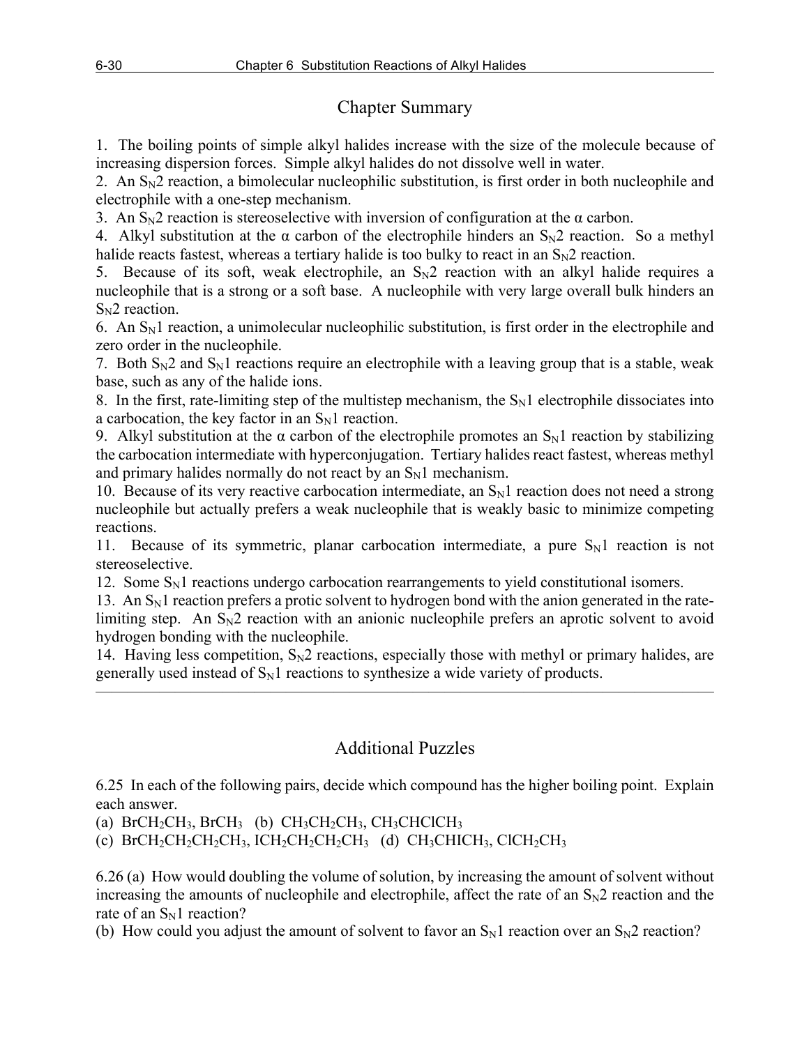## Chapter Summary

1. The boiling points of simple alkyl halides increase with the size of the molecule because of increasing dispersion forces. Simple alkyl halides do not dissolve well in water.
2. An $S_N2$ reaction, a bimolecular nucleophilic substitution, is first order in both nucleophile and electrophile with a one-step mechanism.
3. An $S_N2$ reaction is stereoselective with inversion of configuration at the α carbon.
4. Alkyl substitution at the α carbon of the electrophile hinders an $S_N2$ reaction. So a methyl halide reacts fastest, whereas a tertiary halide is too bulky to react in an $S_N2$ reaction.
5. Because of its soft, weak electrophile, an $S_N2$ reaction with an alkyl halide requires a nucleophile that is a strong or a soft base. A nucleophile with very large overall bulk hinders an $S_N2$ reaction.
6. An $S_N1$ reaction, a unimolecular nucleophilic substitution, is first order in the electrophile and zero order in the nucleophile.
7. Both $S_N2$ and $S_N1$ reactions require an electrophile with a leaving group that is a stable, weak base, such as any of the halide ions.
8. In the first, rate-limiting step of the multistep mechanism, the $S_N1$ electrophile dissociates into a carbocation, the key factor in an $S_N1$ reaction.
9. Alkyl substitution at the α carbon of the electrophile promotes an $S_N1$ reaction by stabilizing the carbocation intermediate with hyperconjugation. Tertiary halides react fastest, whereas methyl and primary halides normally do not react by an $S_N1$ mechanism.
10. Because of its very reactive carbocation intermediate, an $S_N1$ reaction does not need a strong nucleophile but actually prefers a weak nucleophile that is weakly basic to minimize competing reactions.
11. Because of its symmetric, planar carbocation intermediate, a pure $S_N1$ reaction is not stereoselective.
12. Some $S_N1$ reactions undergo carbocation rearrangements to yield constitutional isomers.
13. An $S_N1$ reaction prefers a protic solvent to hydrogen bond with the anion generated in the rate-limiting step. An $S_N2$ reaction with an anionic nucleophile prefers an aprotic solvent to avoid hydrogen bonding with the nucleophile.
14. Having less competition, $S_N2$ reactions, especially those with methyl or primary halides, are generally used instead of $S_N1$ reactions to synthesize a wide variety of products.

---

## Additional Puzzles

6.25 In each of the following pairs, decide which compound has the higher boiling point. Explain each answer.

(a) $BrCH_2CH_3$, $BrCH_3$ (b) $CH_3CH_2CH_3$, $CH_3CHClCH_3$
(c) $BrCH_2CH_2CH_2CH_3$, $ICH_2CH_2CH_2CH_3$ (d) $CH_3CHICH_3$, $ClCH_2CH_3$

6.26 (a) How would doubling the volume of solution, by increasing the amount of solvent without increasing the amounts of nucleophile and electrophile, affect the rate of an $S_N2$ reaction and the rate of an $S_N1$ reaction?

(b) How could you adjust the amount of solvent to favor an $S_N1$ reaction over an $S_N2$ reaction?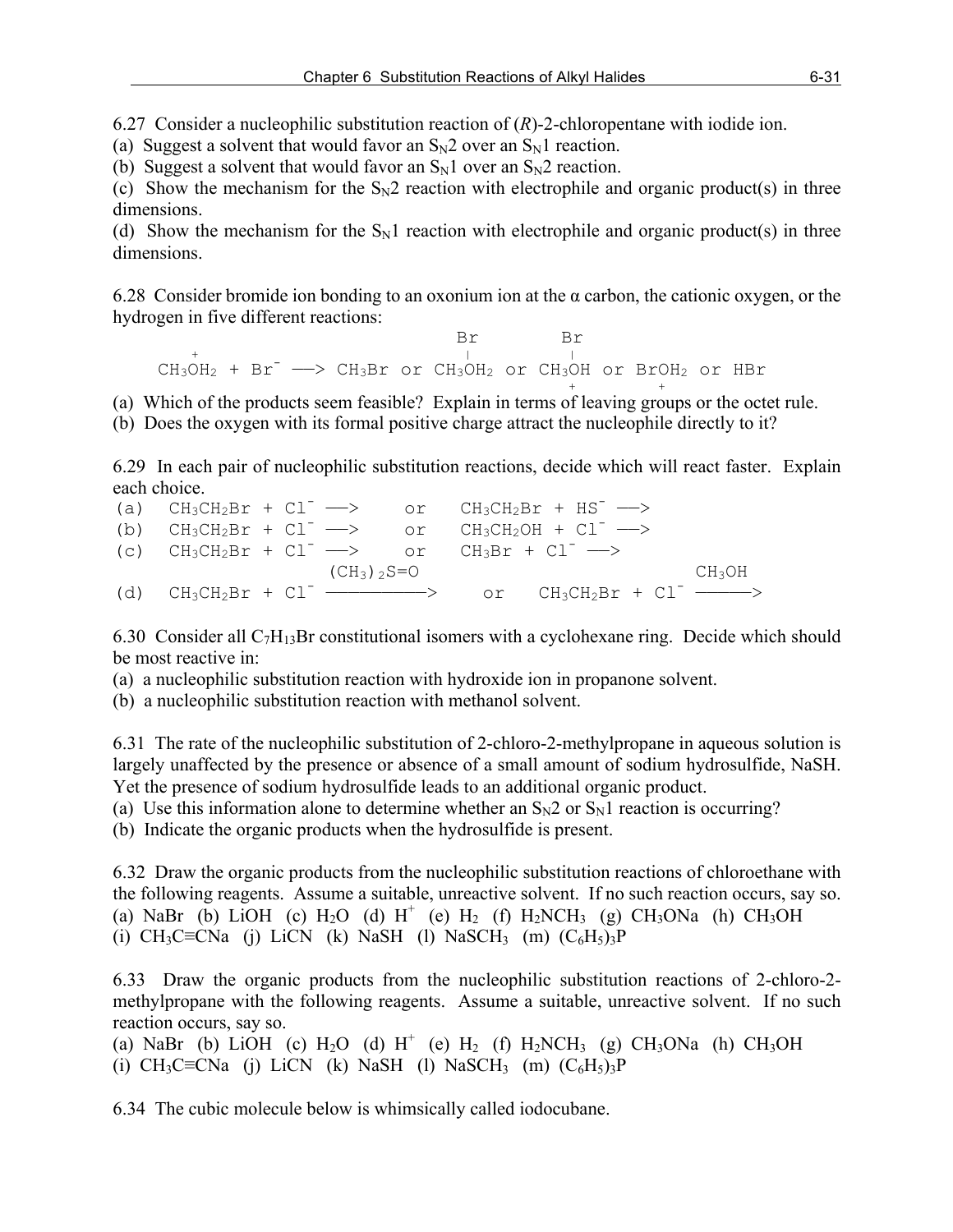6.27 Consider a nucleophilic substitution reaction of (*R*)-2-chloropentane with iodide ion.
(a) Suggest a solvent that would favor an $S_N2$ over an $S_N1$ reaction.
(b) Suggest a solvent that would favor an $S_N1$ over an $S_N2$ reaction.
(c) Show the mechanism for the $S_N2$ reaction with electrophile and organic product(s) in three dimensions.
(d) Show the mechanism for the $S_N1$ reaction with electrophile and organic product(s) in three dimensions.

6.28 Consider bromide ion bonding to an oxonium ion at the α carbon, the cationic oxygen, or the hydrogen in five different reactions:

$$CH_3\overset{+}{O}H_2 + Br^- \longrightarrow CH_3Br \text{ or } CH_3\overset{Br}{\overset{|}{O}}H_2 \text{ or } CH_3\underset{+}{\overset{Br}{\overset{|}{O}}}H \text{ or } Br\underset{+}{O}H_2 \text{ or } HBr$$

(a) Which of the products seem feasible? Explain in terms of leaving groups or the octet rule.
(b) Does the oxygen with its formal positive charge attract the nucleophile directly to it?

6.29 In each pair of nucleophilic substitution reactions, decide which will react faster. Explain each choice.

(a) $CH_3CH_2Br + Cl^- \longrightarrow$ or $CH_3CH_2Br + HS^- \longrightarrow$
(b) $CH_3CH_2Br + Cl^- \longrightarrow$ or $CH_3CH_2OH + Cl^- \longrightarrow$
(c) $CH_3CH_2Br + Cl^- \longrightarrow$ or $CH_3Br + Cl^- \longrightarrow$
(d) $CH_3CH_2Br + Cl^- \xrightarrow{(CH_3)_2S=O}$ or $CH_3CH_2Br + Cl^- \xrightarrow{CH_3OH}$

6.30 Consider all $C_7H_{13}Br$ constitutional isomers with a cyclohexane ring. Decide which should be most reactive in:
(a) a nucleophilic substitution reaction with hydroxide ion in propanone solvent.
(b) a nucleophilic substitution reaction with methanol solvent.

6.31 The rate of the nucleophilic substitution of 2-chloro-2-methylpropane in aqueous solution is largely unaffected by the presence or absence of a small amount of sodium hydrosulfide, NaSH. Yet the presence of sodium hydrosulfide leads to an additional organic product.
(a) Use this information alone to determine whether an $S_N2$ or $S_N1$ reaction is occurring?
(b) Indicate the organic products when the hydrosulfide is present.

6.32 Draw the organic products from the nucleophilic substitution reactions of chloroethane with the following reagents. Assume a suitable, unreactive solvent. If no such reaction occurs, say so.
(a) NaBr (b) LiOH (c) $H_2O$ (d) $H^+$ (e) $H_2$ (f) $H_2NCH_3$ (g) $CH_3ONa$ (h) $CH_3OH$
(i) $CH_3C{\equiv}CNa$ (j) LiCN (k) NaSH (l) $NaSCH_3$ (m) $(C_6H_5)_3P$

6.33 Draw the organic products from the nucleophilic substitution reactions of 2-chloro-2-methylpropane with the following reagents. Assume a suitable, unreactive solvent. If no such reaction occurs, say so.
(a) NaBr (b) LiOH (c) $H_2O$ (d) $H^+$ (e) $H_2$ (f) $H_2NCH_3$ (g) $CH_3ONa$ (h) $CH_3OH$
(i) $CH_3C{\equiv}CNa$ (j) LiCN (k) NaSH (l) $NaSCH_3$ (m) $(C_6H_5)_3P$

6.34 The cubic molecule below is whimsically called iodocubane.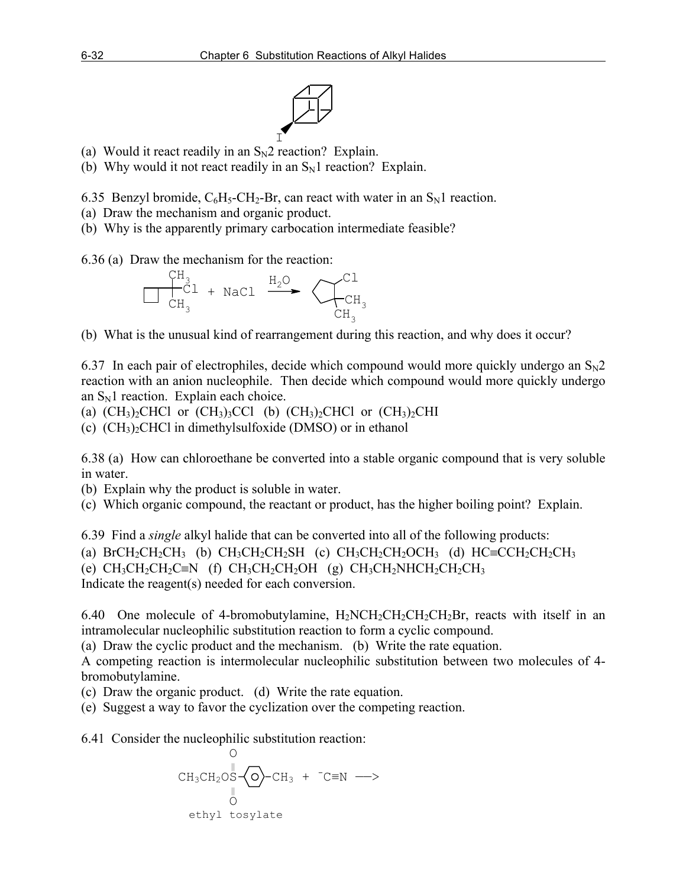(a) Would it react readily in an $S_N2$ reaction? Explain.
(b) Why would it not react readily in an $S_N1$ reaction? Explain.

6.35 Benzyl bromide, $C_6H_5$-$CH_2$-Br, can react with water in an $S_N1$ reaction.
(a) Draw the mechanism and organic product.
(b) Why is the apparently primary carbocation intermediate feasible?

6.36 (a) Draw the mechanism for the reaction:

(b) What is the unusual kind of rearrangement during this reaction, and why does it occur?

6.37 In each pair of electrophiles, decide which compound would more quickly undergo an $S_N2$ reaction with an anion nucleophile. Then decide which compound would more quickly undergo an $S_N1$ reaction. Explain each choice.
(a) $(CH_3)_2CHCl$ or $(CH_3)_3CCl$ (b) $(CH_3)_2CHCl$ or $(CH_3)_2CHI$
(c) $(CH_3)_2CHCl$ in dimethylsulfoxide (DMSO) or in ethanol

6.38 (a) How can chloroethane be converted into a stable organic compound that is very soluble in water.
(b) Explain why the product is soluble in water.
(c) Which organic compound, the reactant or product, has the higher boiling point? Explain.

6.39 Find a *single* alkyl halide that can be converted into all of the following products:
(a) $BrCH_2CH_2CH_3$ (b) $CH_3CH_2CH_2SH$ (c) $CH_3CH_2CH_2OCH_3$ (d) $HC{\equiv}CCH_2CH_2CH_3$
(e) $CH_3CH_2CH_2C{\equiv}N$ (f) $CH_3CH_2CH_2OH$ (g) $CH_3CH_2NHCH_2CH_2CH_3$
Indicate the reagent(s) needed for each conversion.

6.40 One molecule of 4-bromobutylamine, $H_2NCH_2CH_2CH_2CH_2Br$, reacts with itself in an intramolecular nucleophilic substitution reaction to form a cyclic compound.
(a) Draw the cyclic product and the mechanism. (b) Write the rate equation.
A competing reaction is intermolecular nucleophilic substitution between two molecules of 4-bromobutylamine.
(c) Draw the organic product. (d) Write the rate equation.
(e) Suggest a way to favor the cyclization over the competing reaction.

6.41 Consider the nucleophilic substitution reaction:

ethyl tosylate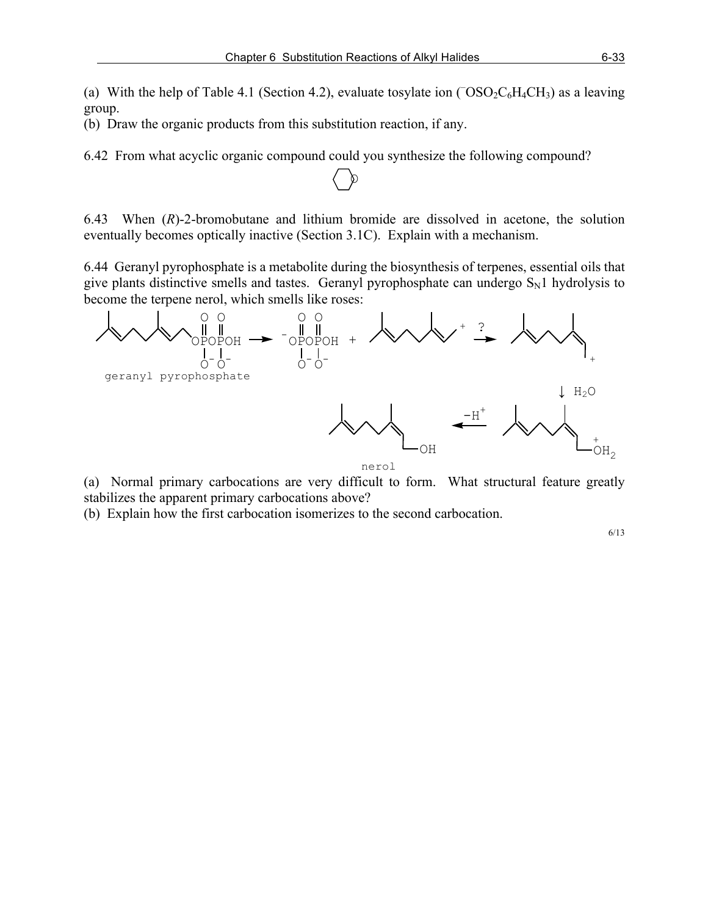(a) With the help of Table 4.1 (Section 4.2), evaluate tosylate ion ($^{-}OSO_2C_6H_4CH_3$) as a leaving group.

(b) Draw the organic products from this substitution reaction, if any.

6.42 From what acyclic organic compound could you synthesize the following compound?

6.43 When (*R*)-2-bromobutane and lithium bromide are dissolved in acetone, the solution eventually becomes optically inactive (Section 3.1C). Explain with a mechanism.

6.44 Geranyl pyrophosphate is a metabolite during the biosynthesis of terpenes, essential oils that give plants distinctive smells and tastes. Geranyl pyrophosphate can undergo $S_N1$ hydrolysis to become the terpene nerol, which smells like roses:

geranyl pyrophosphate

? 

↓ $H_2O$

$-H^+$

nerol

(a) Normal primary carbocations are very difficult to form. What structural feature greatly stabilizes the apparent primary carbocations above?

(b) Explain how the first carbocation isomerizes to the second carbocation.

6/13